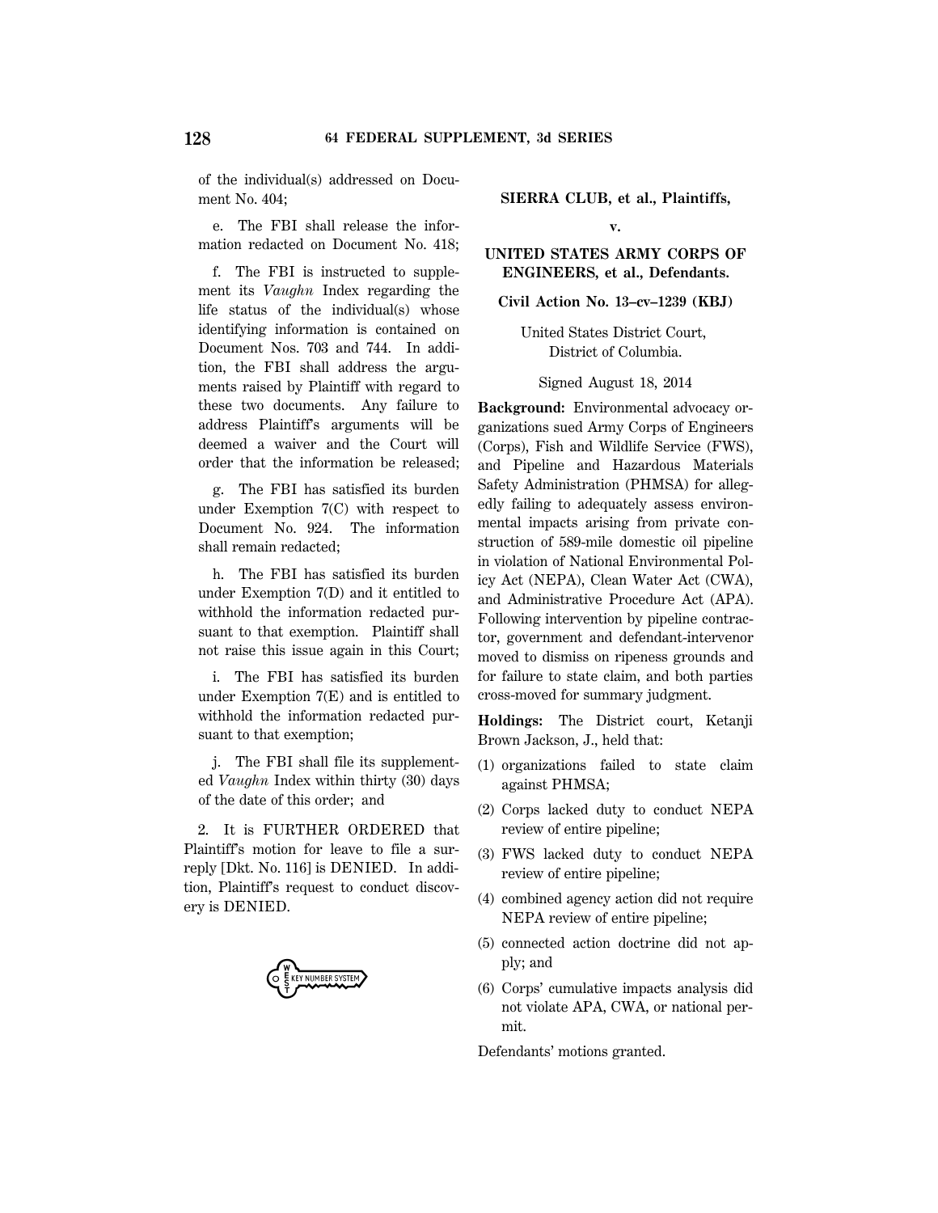of the individual(s) addressed on Document No. 404;

e. The FBI shall release the information redacted on Document No. 418;

f. The FBI is instructed to supplement its *Vaughn* Index regarding the life status of the individual(s) whose identifying information is contained on Document Nos. 703 and 744. In addition, the FBI shall address the arguments raised by Plaintiff with regard to these two documents. Any failure to address Plaintiff's arguments will be deemed a waiver and the Court will order that the information be released;

g. The FBI has satisfied its burden under Exemption 7(C) with respect to Document No. 924. The information shall remain redacted;

h. The FBI has satisfied its burden under Exemption 7(D) and it entitled to withhold the information redacted pursuant to that exemption. Plaintiff shall not raise this issue again in this Court;

i. The FBI has satisfied its burden under Exemption 7(E) and is entitled to withhold the information redacted pursuant to that exemption;

j. The FBI shall file its supplemented *Vaughn* Index within thirty (30) days of the date of this order; and

2. It is FURTHER ORDERED that Plaintiff's motion for leave to file a surreply [Dkt. No. 116] is DENIED. In addition, Plaintiff's request to conduct discovery is DENIED.

**SIERRA CLUB, et al., Plaintiffs,**

**v.**

**UNITED STATES ARMY CORPS OF ENGINEERS, et al., Defendants.**

**Civil Action No. 13–cv–1239 (KBJ)**

United States District Court, District of Columbia.

Signed August 18, 2014

**Background:** Environmental advocacy organizations sued Army Corps of Engineers (Corps), Fish and Wildlife Service (FWS), and Pipeline and Hazardous Materials Safety Administration (PHMSA) for allegedly failing to adequately assess environmental impacts arising from private construction of 589-mile domestic oil pipeline in violation of National Environmental Policy Act (NEPA), Clean Water Act (CWA), and Administrative Procedure Act (APA). Following intervention by pipeline contractor, government and defendant-intervenor moved to dismiss on ripeness grounds and for failure to state claim, and both parties cross-moved for summary judgment.

**Holdings:** The District court, Ketanji Brown Jackson, J., held that:

(1) organizations failed to state claim against PHMSA;

(2) Corps lacked duty to conduct NEPA review of entire pipeline;

(3) FWS lacked duty to conduct NEPA review of entire pipeline;

(4) combined agency action did not require NEPA review of entire pipeline;

(5) connected action doctrine did not apply; and

(6) Corps' cumulative impacts analysis did not violate APA, CWA, or national permit.

Defendants' motions granted.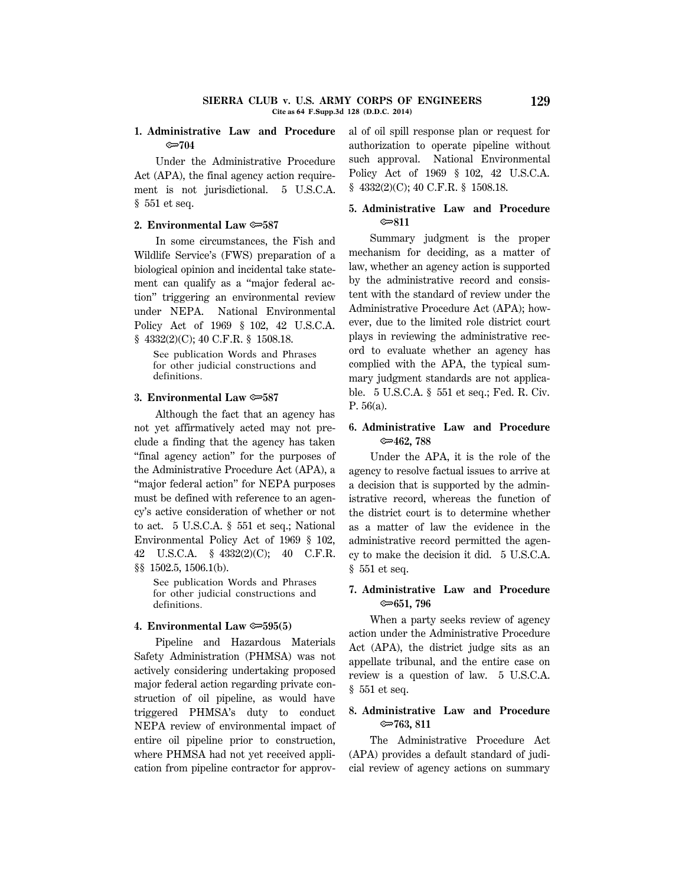**1. Administrative Law and Procedure ⟹704**

Under the Administrative Procedure Act (APA), the final agency action requirement is not jurisdictional. 5 U.S.C.A. § 551 et seq.

**2. Environmental Law ⟹587**

In some circumstances, the Fish and Wildlife Service's (FWS) preparation of a biological opinion and incidental take statement can qualify as a "major federal action" triggering an environmental review under NEPA. National Environmental Policy Act of 1969 § 102, 42 U.S.C.A. § 4332(2)(C); 40 C.F.R. § 1508.18.

See publication Words and Phrases for other judicial constructions and definitions.

**3. Environmental Law ⟹587**

Although the fact that an agency has not yet affirmatively acted may not preclude a finding that the agency has taken "final agency action" for the purposes of the Administrative Procedure Act (APA), a "major federal action" for NEPA purposes must be defined with reference to an agency's active consideration of whether or not to act. 5 U.S.C.A. § 551 et seq.; National Environmental Policy Act of 1969 § 102, 42 U.S.C.A. § 4332(2)(C); 40 C.F.R. §§ 1502.5, 1506.1(b).

See publication Words and Phrases for other judicial constructions and definitions.

**4. Environmental Law ⟹595(5)**

Pipeline and Hazardous Materials Safety Administration (PHMSA) was not actively considering undertaking proposed major federal action regarding private construction of oil pipeline, as would have triggered PHMSA's duty to conduct NEPA review of environmental impact of entire oil pipeline prior to construction, where PHMSA had not yet received application from pipeline contractor for approval of oil spill response plan or request for authorization to operate pipeline without such approval. National Environmental Policy Act of 1969 § 102, 42 U.S.C.A. § 4332(2)(C); 40 C.F.R. § 1508.18.

**5. Administrative Law and Procedure ⟹811**

Summary judgment is the proper mechanism for deciding, as a matter of law, whether an agency action is supported by the administrative record and consistent with the standard of review under the Administrative Procedure Act (APA); however, due to the limited role district court plays in reviewing the administrative record to evaluate whether an agency has complied with the APA, the typical summary judgment standards are not applicable. 5 U.S.C.A. § 551 et seq.; Fed. R. Civ. P. 56(a).

**6. Administrative Law and Procedure ⟹462, 788**

Under the APA, it is the role of the agency to resolve factual issues to arrive at a decision that is supported by the administrative record, whereas the function of the district court is to determine whether as a matter of law the evidence in the administrative record permitted the agency to make the decision it did. 5 U.S.C.A. § 551 et seq.

**7. Administrative Law and Procedure ⟹651, 796**

When a party seeks review of agency action under the Administrative Procedure Act (APA), the district judge sits as an appellate tribunal, and the entire case on review is a question of law. 5 U.S.C.A. § 551 et seq.

**8. Administrative Law and Procedure ⟹763, 811**

The Administrative Procedure Act (APA) provides a default standard of judicial review of agency actions on summary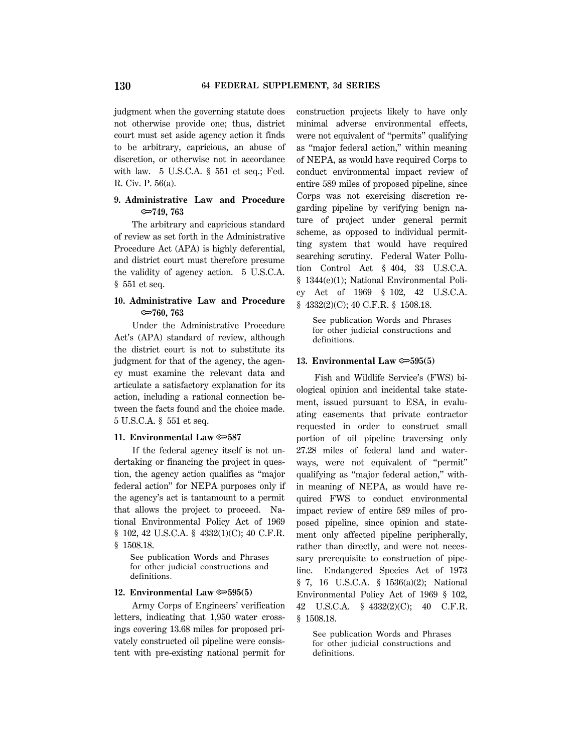judgment when the governing statute does not otherwise provide one; thus, district court must set aside agency action it finds to be arbitrary, capricious, an abuse of discretion, or otherwise not in accordance with law. 5 U.S.C.A. § 551 et seq.; Fed. R. Civ. P. 56(a).

**9. Administrative Law and Procedure ⚷749, 763**

The arbitrary and capricious standard of review as set forth in the Administrative Procedure Act (APA) is highly deferential, and district court must therefore presume the validity of agency action. 5 U.S.C.A. § 551 et seq.

**10. Administrative Law and Procedure ⚷760, 763**

Under the Administrative Procedure Act's (APA) standard of review, although the district court is not to substitute its judgment for that of the agency, the agency must examine the relevant data and articulate a satisfactory explanation for its action, including a rational connection between the facts found and the choice made. 5 U.S.C.A. § 551 et seq.

**11. Environmental Law ⚷587**

If the federal agency itself is not undertaking or financing the project in question, the agency action qualifies as "major federal action" for NEPA purposes only if the agency's act is tantamount to a permit that allows the project to proceed. National Environmental Policy Act of 1969 § 102, 42 U.S.C.A. § 4332(1)(C); 40 C.F.R. § 1508.18.

See publication Words and Phrases for other judicial constructions and definitions.

**12. Environmental Law ⚷595(5)**

Army Corps of Engineers' verification letters, indicating that 1,950 water crossings covering 13.68 miles for proposed privately constructed oil pipeline were consistent with pre-existing national permit for construction projects likely to have only minimal adverse environmental effects, were not equivalent of "permits" qualifying as "major federal action," within meaning of NEPA, as would have required Corps to conduct environmental impact review of entire 589 miles of proposed pipeline, since Corps was not exercising discretion regarding pipeline by verifying benign nature of project under general permit scheme, as opposed to individual permitting system that would have required searching scrutiny. Federal Water Pollution Control Act § 404, 33 U.S.C.A. § 1344(e)(1); National Environmental Policy Act of 1969 § 102, 42 U.S.C.A. § 4332(2)(C); 40 C.F.R. § 1508.18.

See publication Words and Phrases for other judicial constructions and definitions.

**13. Environmental Law ⚷595(5)**

Fish and Wildlife Service's (FWS) biological opinion and incidental take statement, issued pursuant to ESA, in evaluating easements that private contractor requested in order to construct small portion of oil pipeline traversing only 27.28 miles of federal land and waterways, were not equivalent of "permit" qualifying as "major federal action," within meaning of NEPA, as would have required FWS to conduct environmental impact review of entire 589 miles of proposed pipeline, since opinion and statement only affected pipeline peripherally, rather than directly, and were not necessary prerequisite to construction of pipeline. Endangered Species Act of 1973 § 7, 16 U.S.C.A. § 1536(a)(2); National Environmental Policy Act of 1969 § 102, 42 U.S.C.A. § 4332(2)(C); 40 C.F.R. § 1508.18.

See publication Words and Phrases for other judicial constructions and definitions.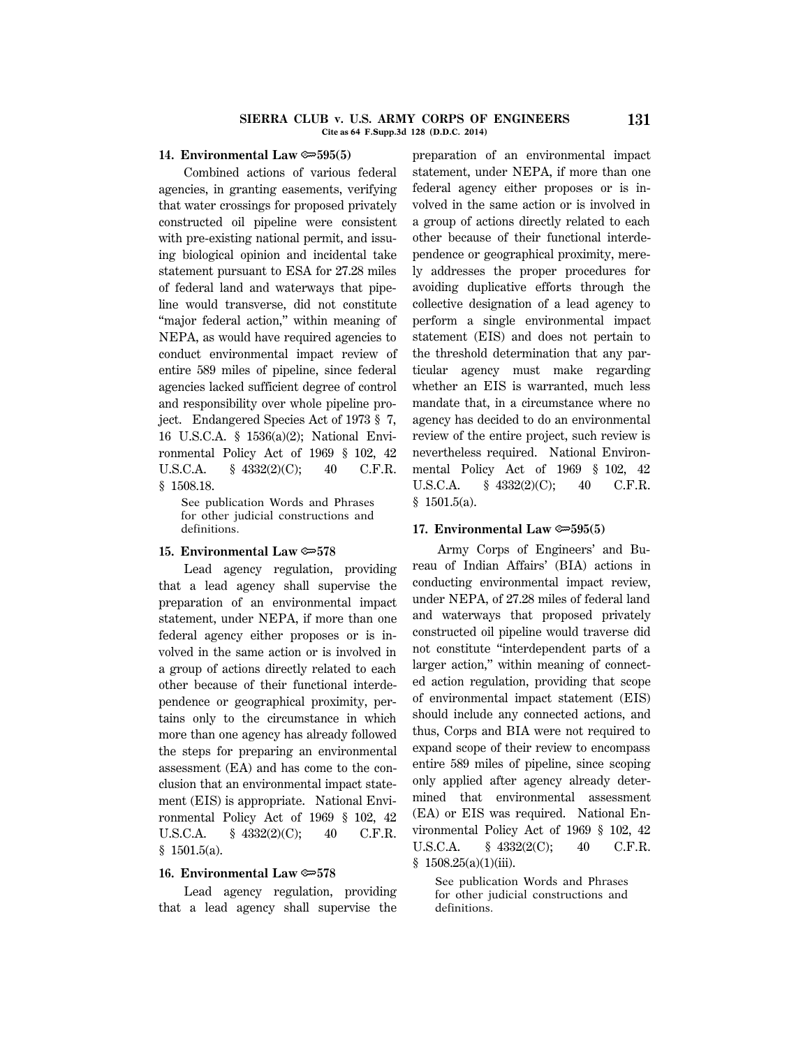**14. Environmental Law ⚷595(5)**

Combined actions of various federal agencies, in granting easements, verifying that water crossings for proposed privately constructed oil pipeline were consistent with pre-existing national permit, and issuing biological opinion and incidental take statement pursuant to ESA for 27.28 miles of federal land and waterways that pipeline would transverse, did not constitute "major federal action," within meaning of NEPA, as would have required agencies to conduct environmental impact review of entire 589 miles of pipeline, since federal agencies lacked sufficient degree of control and responsibility over whole pipeline project. Endangered Species Act of 1973 § 7, 16 U.S.C.A. § 1536(a)(2); National Environmental Policy Act of 1969 § 102, 42 U.S.C.A. § 4332(2)(C); 40 C.F.R. § 1508.18.

See publication Words and Phrases for other judicial constructions and definitions.

**15. Environmental Law ⚷578**

Lead agency regulation, providing that a lead agency shall supervise the preparation of an environmental impact statement, under NEPA, if more than one federal agency either proposes or is involved in the same action or is involved in a group of actions directly related to each other because of their functional interdependence or geographical proximity, pertains only to the circumstance in which more than one agency has already followed the steps for preparing an environmental assessment (EA) and has come to the conclusion that an environmental impact statement (EIS) is appropriate. National Environmental Policy Act of 1969 § 102, 42 U.S.C.A. § 4332(2)(C); 40 C.F.R. § 1501.5(a).

**16. Environmental Law ⚷578**

Lead agency regulation, providing that a lead agency shall supervise the preparation of an environmental impact statement, under NEPA, if more than one federal agency either proposes or is involved in the same action or is involved in a group of actions directly related to each other because of their functional interdependence or geographical proximity, merely addresses the proper procedures for avoiding duplicative efforts through the collective designation of a lead agency to perform a single environmental impact statement (EIS) and does not pertain to the threshold determination that any particular agency must make regarding whether an EIS is warranted, much less mandate that, in a circumstance where no agency has decided to do an environmental review of the entire project, such review is nevertheless required. National Environmental Policy Act of 1969 § 102, 42 U.S.C.A. § 4332(2)(C); 40 C.F.R. § 1501.5(a).

**17. Environmental Law ⚷595(5)**

Army Corps of Engineers' and Bureau of Indian Affairs' (BIA) actions in conducting environmental impact review, under NEPA, of 27.28 miles of federal land and waterways that proposed privately constructed oil pipeline would traverse did not constitute "interdependent parts of a larger action," within meaning of connected action regulation, providing that scope of environmental impact statement (EIS) should include any connected actions, and thus, Corps and BIA were not required to expand scope of their review to encompass entire 589 miles of pipeline, since scoping only applied after agency already determined that environmental assessment (EA) or EIS was required. National Environmental Policy Act of 1969 § 102, 42 U.S.C.A. § 4332(2(C); 40 C.F.R. § 1508.25(a)(1)(iii).

See publication Words and Phrases for other judicial constructions and definitions.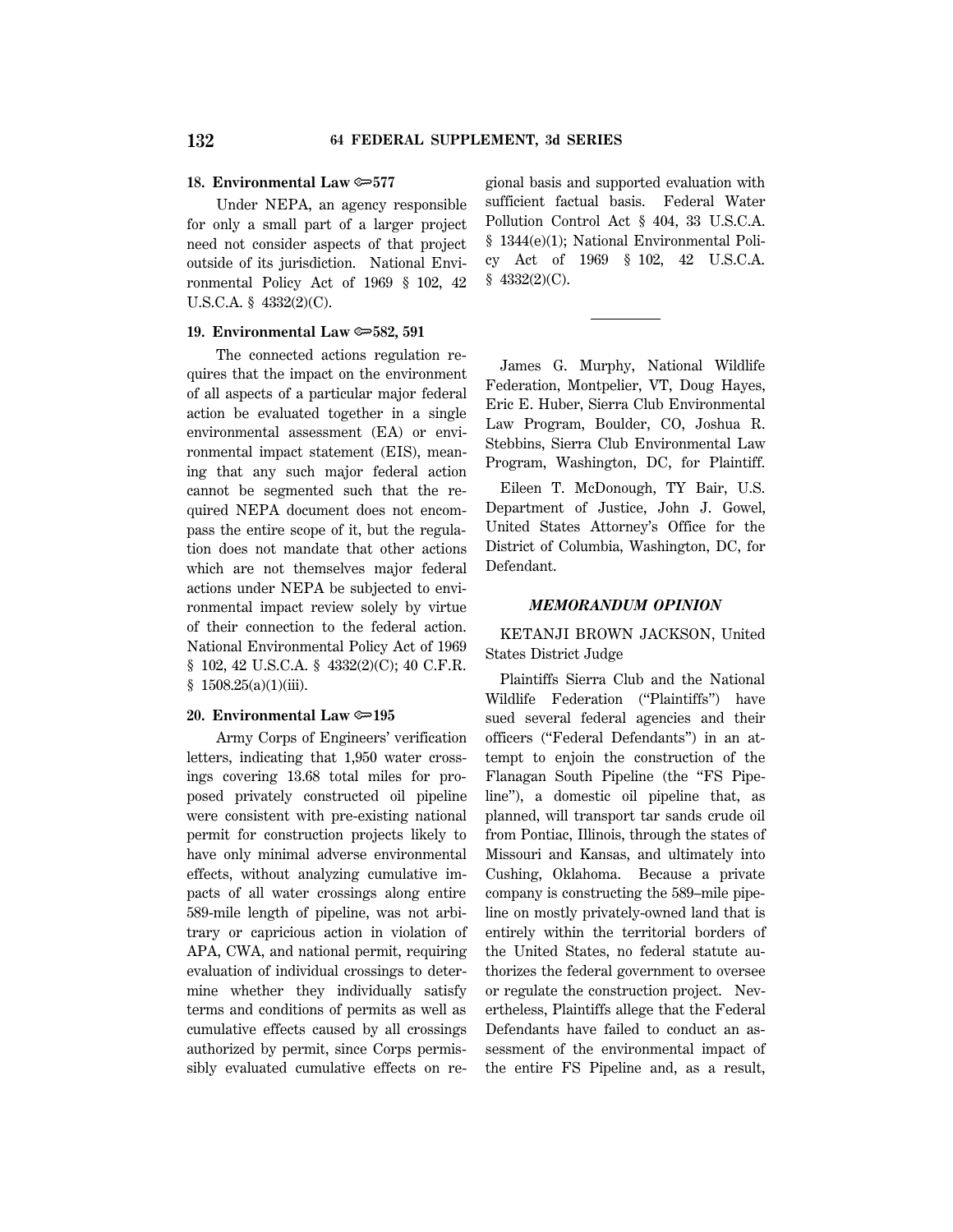**18. Environmental Law ⇔577**

Under NEPA, an agency responsible for only a small part of a larger project need not consider aspects of that project outside of its jurisdiction. National Environmental Policy Act of 1969 § 102, 42 U.S.C.A. § 4332(2)(C).

**19. Environmental Law ⇔582, 591**

The connected actions regulation requires that the impact on the environment of all aspects of a particular major federal action be evaluated together in a single environmental assessment (EA) or environmental impact statement (EIS), meaning that any such major federal action cannot be segmented such that the required NEPA document does not encompass the entire scope of it, but the regulation does not mandate that other actions which are not themselves major federal actions under NEPA be subjected to environmental impact review solely by virtue of their connection to the federal action. National Environmental Policy Act of 1969 § 102, 42 U.S.C.A. § 4332(2)(C); 40 C.F.R. § 1508.25(a)(1)(iii).

**20. Environmental Law ⇔195**

Army Corps of Engineers' verification letters, indicating that 1,950 water crossings covering 13.68 total miles for proposed privately constructed oil pipeline were consistent with pre-existing national permit for construction projects likely to have only minimal adverse environmental effects, without analyzing cumulative impacts of all water crossings along entire 589-mile length of pipeline, was not arbitrary or capricious action in violation of APA, CWA, and national permit, requiring evaluation of individual crossings to determine whether they individually satisfy terms and conditions of permits as well as cumulative effects caused by all crossings authorized by permit, since Corps permissibly evaluated cumulative effects on regional basis and supported evaluation with sufficient factual basis. Federal Water Pollution Control Act § 404, 33 U.S.C.A. § 1344(e)(1); National Environmental Policy Act of 1969 § 102, 42 U.S.C.A. § 4332(2)(C).

---

James G. Murphy, National Wildlife Federation, Montpelier, VT, Doug Hayes, Eric E. Huber, Sierra Club Environmental Law Program, Boulder, CO, Joshua R. Stebbins, Sierra Club Environmental Law Program, Washington, DC, for Plaintiff.

Eileen T. McDonough, TY Bair, U.S. Department of Justice, John J. Gowel, United States Attorney's Office for the District of Columbia, Washington, DC, for Defendant.

## *MEMORANDUM OPINION*

KETANJI BROWN JACKSON, United States District Judge

Plaintiffs Sierra Club and the National Wildlife Federation ("Plaintiffs") have sued several federal agencies and their officers ("Federal Defendants") in an attempt to enjoin the construction of the Flanagan South Pipeline (the "FS Pipeline"), a domestic oil pipeline that, as planned, will transport tar sands crude oil from Pontiac, Illinois, through the states of Missouri and Kansas, and ultimately into Cushing, Oklahoma. Because a private company is constructing the 589–mile pipeline on mostly privately-owned land that is entirely within the territorial borders of the United States, no federal statute authorizes the federal government to oversee or regulate the construction project. Nevertheless, Plaintiffs allege that the Federal Defendants have failed to conduct an assessment of the environmental impact of the entire FS Pipeline and, as a result,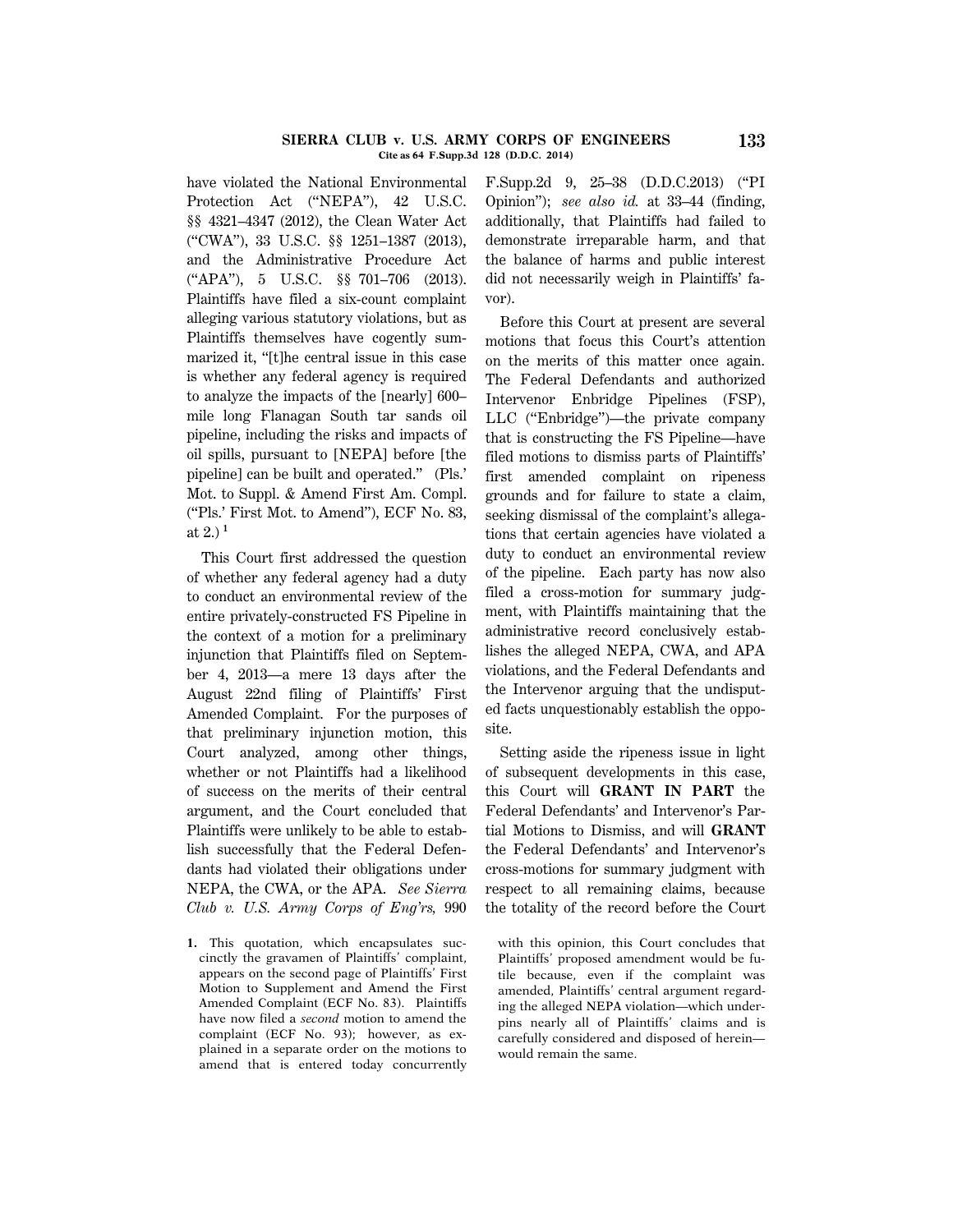have violated the National Environmental Protection Act ("NEPA"), 42 U.S.C. §§ 4321–4347 (2012), the Clean Water Act ("CWA"), 33 U.S.C. §§ 1251–1387 (2013), and the Administrative Procedure Act ("APA"), 5 U.S.C. §§ 701–706 (2013). Plaintiffs have filed a six-count complaint alleging various statutory violations, but as Plaintiffs themselves have cogently summarized it, "[t]he central issue in this case is whether any federal agency is required to analyze the impacts of the [nearly] 600–mile long Flanagan South tar sands oil pipeline, including the risks and impacts of oil spills, pursuant to [NEPA] before [the pipeline] can be built and operated." (Pls.' Mot. to Suppl. & Amend First Am. Compl. ("Pls.' First Mot. to Amend"), ECF No. 83, at 2.)[1]

This Court first addressed the question of whether any federal agency had a duty to conduct an environmental review of the entire privately-constructed FS Pipeline in the context of a motion for a preliminary injunction that Plaintiffs filed on September 4, 2013—a mere 13 days after the August 22nd filing of Plaintiffs' First Amended Complaint. For the purposes of that preliminary injunction motion, this Court analyzed, among other things, whether or not Plaintiffs had a likelihood of success on the merits of their central argument, and the Court concluded that Plaintiffs were unlikely to be able to establish successfully that the Federal Defendants had violated their obligations under NEPA, the CWA, or the APA. *See Sierra Club v. U.S. Army Corps of Eng'rs,* 990 F.Supp.2d 9, 25–38 (D.D.C.2013) ("PI Opinion"); *see also id.* at 33–44 (finding, additionally, that Plaintiffs had failed to demonstrate irreparable harm, and that the balance of harms and public interest did not necessarily weigh in Plaintiffs' favor).

Before this Court at present are several motions that focus this Court's attention on the merits of this matter once again. The Federal Defendants and authorized Intervenor Enbridge Pipelines (FSP), LLC ("Enbridge")—the private company that is constructing the FS Pipeline—have filed motions to dismiss parts of Plaintiffs' first amended complaint on ripeness grounds and for failure to state a claim, seeking dismissal of the complaint's allegations that certain agencies have violated a duty to conduct an environmental review of the pipeline. Each party has now also filed a cross-motion for summary judgment, with Plaintiffs maintaining that the administrative record conclusively establishes the alleged NEPA, CWA, and APA violations, and the Federal Defendants and the Intervenor arguing that the undisputed facts unquestionably establish the opposite.

Setting aside the ripeness issue in light of subsequent developments in this case, this Court will **GRANT IN PART** the Federal Defendants' and Intervenor's Partial Motions to Dismiss, and will **GRANT** the Federal Defendants' and Intervenor's cross-motions for summary judgment with respect to all remaining claims, because the totality of the record before the Court

---

1. This quotation, which encapsulates succinctly the gravamen of Plaintiffs' complaint, appears on the second page of Plaintiffs' First Motion to Supplement and Amend the First Amended Complaint (ECF No. 83). Plaintiffs have now filed a *second* motion to amend the complaint (ECF No. 93); however, as explained in a separate order on the motions to amend that is entered today concurrently with this opinion, this Court concludes that Plaintiffs' proposed amendment would be futile because, even if the complaint was amended, Plaintiffs' central argument regarding the alleged NEPA violation—which underpins nearly all of Plaintiffs' claims and is carefully considered and disposed of herein—would remain the same.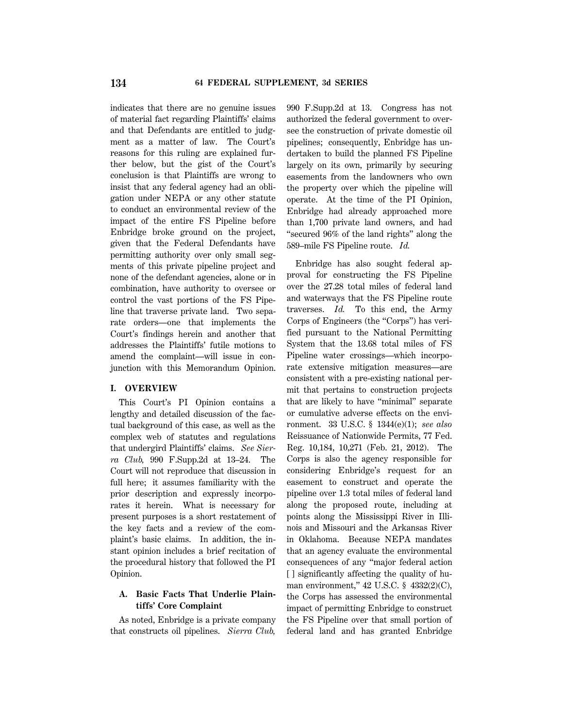indicates that there are no genuine issues of material fact regarding Plaintiffs' claims and that Defendants are entitled to judgment as a matter of law. The Court's reasons for this ruling are explained further below, but the gist of the Court's conclusion is that Plaintiffs are wrong to insist that any federal agency had an obligation under NEPA or any other statute to conduct an environmental review of the impact of the entire FS Pipeline before Enbridge broke ground on the project, given that the Federal Defendants have permitting authority over only small segments of this private pipeline project and none of the defendant agencies, alone or in combination, have authority to oversee or control the vast portions of the FS Pipeline that traverse private land. Two separate orders—one that implements the Court's findings herein and another that addresses the Plaintiffs' futile motions to amend the complaint—will issue in conjunction with this Memorandum Opinion.

## I. OVERVIEW

This Court's PI Opinion contains a lengthy and detailed discussion of the factual background of this case, as well as the complex web of statutes and regulations that undergird Plaintiffs' claims. *See Sierra Club,* 990 F.Supp.2d at 13–24. The Court will not reproduce that discussion in full here; it assumes familiarity with the prior description and expressly incorporates it herein. What is necessary for present purposes is a short restatement of the key facts and a review of the complaint's basic claims. In addition, the instant opinion includes a brief recitation of the procedural history that followed the PI Opinion.

### A. Basic Facts That Underlie Plaintiffs' Core Complaint

As noted, Enbridge is a private company that constructs oil pipelines. *Sierra Club,* 990 F.Supp.2d at 13. Congress has not authorized the federal government to oversee the construction of private domestic oil pipelines; consequently, Enbridge has undertaken to build the planned FS Pipeline largely on its own, primarily by securing easements from the landowners who own the property over which the pipeline will operate. At the time of the PI Opinion, Enbridge had already approached more than 1,700 private land owners, and had "secured 96% of the land rights" along the 589–mile FS Pipeline route. *Id.*

Enbridge has also sought federal approval for constructing the FS Pipeline over the 27.28 total miles of federal land and waterways that the FS Pipeline route traverses. *Id.* To this end, the Army Corps of Engineers (the "Corps") has verified pursuant to the National Permitting System that the 13.68 total miles of FS Pipeline water crossings—which incorporate extensive mitigation measures—are consistent with a pre-existing national permit that pertains to construction projects that are likely to have "minimal" separate or cumulative adverse effects on the environment. 33 U.S.C. § 1344(e)(1); *see also* Reissuance of Nationwide Permits, 77 Fed. Reg. 10,184, 10,271 (Feb. 21, 2012). The Corps is also the agency responsible for considering Enbridge's request for an easement to construct and operate the pipeline over 1.3 total miles of federal land along the proposed route, including at points along the Mississippi River in Illinois and Missouri and the Arkansas River in Oklahoma. Because NEPA mandates that an agency evaluate the environmental consequences of any "major federal action [ ] significantly affecting the quality of human environment," 42 U.S.C. § 4332(2)(C), the Corps has assessed the environmental impact of permitting Enbridge to construct the FS Pipeline over that small portion of federal land and has granted Enbridge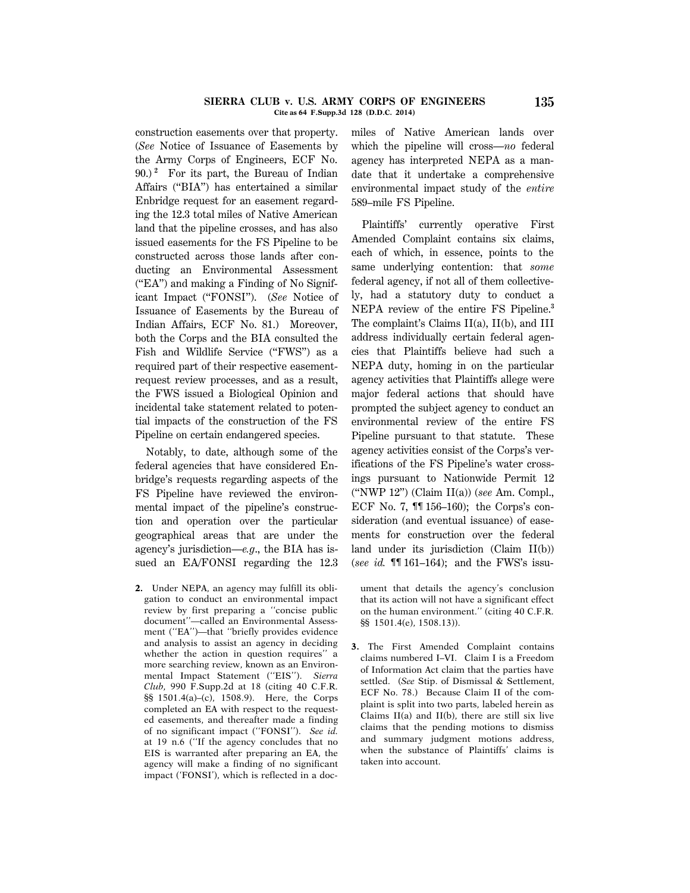construction easements over that property. (*See* Notice of Issuance of Easements by the Army Corps of Engineers, ECF No. 90.)[2] For its part, the Bureau of Indian Affairs ("BIA") has entertained a similar Enbridge request for an easement regarding the 12.3 total miles of Native American land that the pipeline crosses, and has also issued easements for the FS Pipeline to be constructed across those lands after conducting an Environmental Assessment ("EA") and making a Finding of No Significant Impact ("FONSI"). (*See* Notice of Issuance of Easements by the Bureau of Indian Affairs, ECF No. 81.) Moreover, both the Corps and the BIA consulted the Fish and Wildlife Service ("FWS") as a required part of their respective easement-request review processes, and as a result, the FWS issued a Biological Opinion and incidental take statement related to potential impacts of the construction of the FS Pipeline on certain endangered species.

Notably, to date, although some of the federal agencies that have considered Enbridge's requests regarding aspects of the FS Pipeline have reviewed the environmental impact of the pipeline's construction and operation over the particular geographical areas that are under the agency's jurisdiction—*e.g.*, the BIA has issued an EA/FONSI regarding the 12.3 miles of Native American lands over which the pipeline will cross—*no* federal agency has interpreted NEPA as a mandate that it undertake a comprehensive environmental impact study of the *entire* 589–mile FS Pipeline.

Plaintiffs' currently operative First Amended Complaint contains six claims, each of which, in essence, points to the same underlying contention: that *some* federal agency, if not all of them collectively, had a statutory duty to conduct a NEPA review of the entire FS Pipeline.[3] The complaint's Claims II(a), II(b), and III address individually certain federal agencies that Plaintiffs believe had such a NEPA duty, homing in on the particular agency activities that Plaintiffs allege were major federal actions that should have prompted the subject agency to conduct an environmental review of the entire FS Pipeline pursuant to that statute. These agency activities consist of the Corps's verifications of the FS Pipeline's water crossings pursuant to Nationwide Permit 12 ("NWP 12") (Claim II(a)) (*see* Am. Compl., ECF No. 7, ¶¶ 156–160); the Corps's consideration (and eventual issuance) of easements for construction over the federal land under its jurisdiction (Claim II(b)) (*see id.* ¶¶ 161–164); and the FWS's issu-

2. Under NEPA, an agency may fulfill its obligation to conduct an environmental impact review by first preparing a "concise public document"—called an Environmental Assessment ("EA")—that "briefly provides evidence and analysis to assist an agency in deciding whether the action in question requires" a more searching review, known as an Environmental Impact Statement ("EIS"). *Sierra Club*, 990 F.Supp.2d at 18 (citing 40 C.F.R. §§ 1501.4(a)–(c), 1508.9). Here, the Corps completed an EA with respect to the requested easements, and thereafter made a finding of no significant impact ("FONSI"). *See id.* at 19 n.6 ("If the agency concludes that no EIS is warranted after preparing an EA, the agency will make a finding of no significant impact ('FONSI'), which is reflected in a document that details the agency's conclusion that its action will not have a significant effect on the human environment." (citing 40 C.F.R. §§ 1501.4(e), 1508.13)).

3. The First Amended Complaint contains claims numbered I–VI. Claim I is a Freedom of Information Act claim that the parties have settled. (*See* Stip. of Dismissal & Settlement, ECF No. 78.) Because Claim II of the complaint is split into two parts, labeled herein as Claims II(a) and II(b), there are still six live claims that the pending motions to dismiss and summary judgment motions address, when the substance of Plaintiffs' claims is taken into account.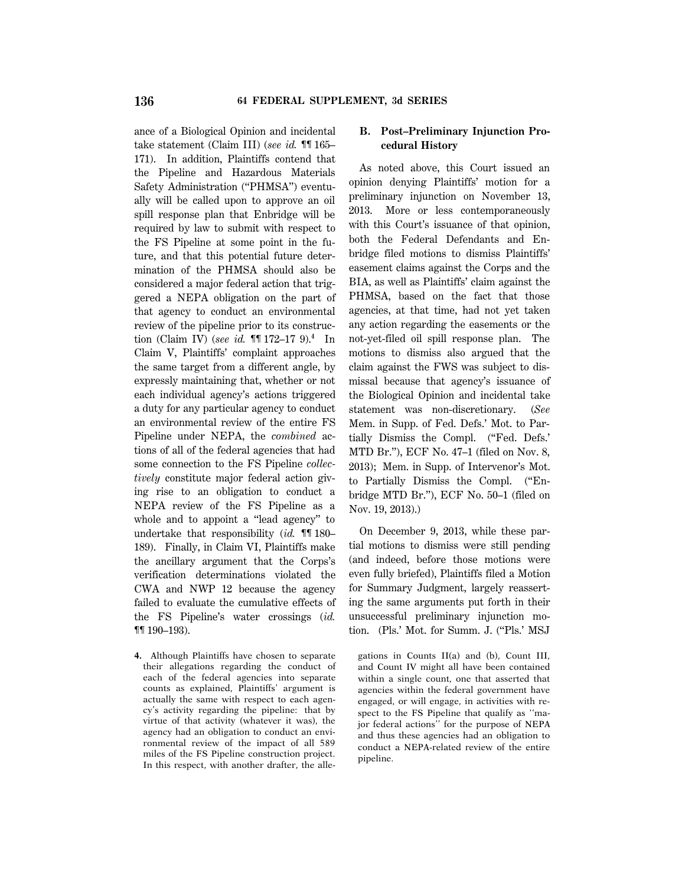ance of a Biological Opinion and incidental take statement (Claim III) (*see id.* ¶¶ 165–171). In addition, Plaintiffs contend that the Pipeline and Hazardous Materials Safety Administration ("PHMSA") eventually will be called upon to approve an oil spill response plan that Enbridge will be required by law to submit with respect to the FS Pipeline at some point in the future, and that this potential future determination of the PHMSA should also be considered a major federal action that triggered a NEPA obligation on the part of that agency to conduct an environmental review of the pipeline prior to its construction (Claim IV) (*see id.* ¶¶ 172–17 9).[4] In Claim V, Plaintiffs' complaint approaches the same target from a different angle, by expressly maintaining that, whether or not each individual agency's actions triggered a duty for any particular agency to conduct an environmental review of the entire FS Pipeline under NEPA, the *combined* actions of all of the federal agencies that had some connection to the FS Pipeline *collectively* constitute major federal action giving rise to an obligation to conduct a NEPA review of the FS Pipeline as a whole and to appoint a "lead agency" to undertake that responsibility (*id.* ¶¶ 180–189). Finally, in Claim VI, Plaintiffs make the ancillary argument that the Corps's verification determinations violated the CWA and NWP 12 because the agency failed to evaluate the cumulative effects of the FS Pipeline's water crossings (*id.* ¶¶ 190–193).

## B. Post–Preliminary Injunction Procedural History

As noted above, this Court issued an opinion denying Plaintiffs' motion for a preliminary injunction on November 13, 2013. More or less contemporaneously with this Court's issuance of that opinion, both the Federal Defendants and Enbridge filed motions to dismiss Plaintiffs' easement claims against the Corps and the BIA, as well as Plaintiffs' claim against the PHMSA, based on the fact that those agencies, at that time, had not yet taken any action regarding the easements or the not-yet-filed oil spill response plan. The motions to dismiss also argued that the claim against the FWS was subject to dismissal because that agency's issuance of the Biological Opinion and incidental take statement was non-discretionary. (*See* Mem. in Supp. of Fed. Defs.' Mot. to Partially Dismiss the Compl. ("Fed. Defs.' MTD Br."), ECF No. 47–1 (filed on Nov. 8, 2013); Mem. in Supp. of Intervenor's Mot. to Partially Dismiss the Compl. ("Enbridge MTD Br."), ECF No. 50–1 (filed on Nov. 19, 2013).)

On December 9, 2013, while these partial motions to dismiss were still pending (and indeed, before those motions were even fully briefed), Plaintiffs filed a Motion for Summary Judgment, largely reasserting the same arguments put forth in their unsuccessful preliminary injunction motion. (Pls.' Mot. for Summ. J. ("Pls.' MSJ

4. Although Plaintiffs have chosen to separate their allegations regarding the conduct of each of the federal agencies into separate counts as explained, Plaintiffs' argument is actually the same with respect to each agency's activity regarding the pipeline: that by virtue of that activity (whatever it was), the agency had an obligation to conduct an environmental review of the impact of all 589 miles of the FS Pipeline construction project. In this respect, with another drafter, the allegations in Counts II(a) and (b), Count III, and Count IV might all have been contained within a single count, one that asserted that agencies within the federal government have engaged, or will engage, in activities with respect to the FS Pipeline that qualify as "major federal actions" for the purpose of NEPA and thus these agencies had an obligation to conduct a NEPA-related review of the entire pipeline.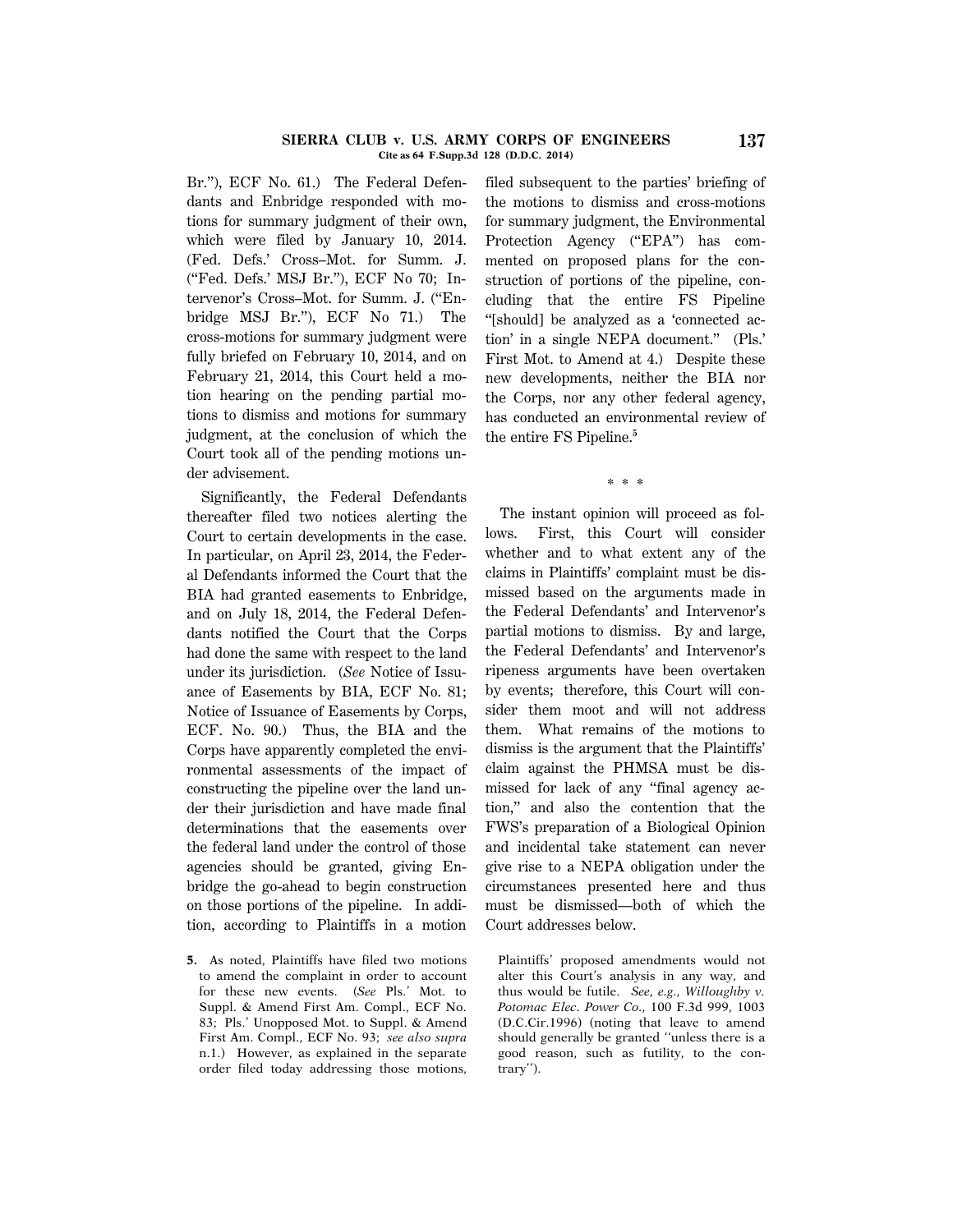Br."), ECF No. 61.) The Federal Defendants and Enbridge responded with motions for summary judgment of their own, which were filed by January 10, 2014. (Fed. Defs.' Cross–Mot. for Summ. J. ("Fed. Defs.' MSJ Br."), ECF No 70; Intervenor's Cross–Mot. for Summ. J. ("Enbridge MSJ Br."), ECF No 71.) The cross-motions for summary judgment were fully briefed on February 10, 2014, and on February 21, 2014, this Court held a motion hearing on the pending partial motions to dismiss and motions for summary judgment, at the conclusion of which the Court took all of the pending motions under advisement.

Significantly, the Federal Defendants thereafter filed two notices alerting the Court to certain developments in the case. In particular, on April 23, 2014, the Federal Defendants informed the Court that the BIA had granted easements to Enbridge, and on July 18, 2014, the Federal Defendants notified the Court that the Corps had done the same with respect to the land under its jurisdiction. (*See* Notice of Issuance of Easements by BIA, ECF No. 81; Notice of Issuance of Easements by Corps, ECF. No. 90.) Thus, the BIA and the Corps have apparently completed the environmental assessments of the impact of constructing the pipeline over the land under their jurisdiction and have made final determinations that the easements over the federal land under the control of those agencies should be granted, giving Enbridge the go-ahead to begin construction on those portions of the pipeline. In addition, according to Plaintiffs in a motion filed subsequent to the parties' briefing of the motions to dismiss and cross-motions for summary judgment, the Environmental Protection Agency ("EPA") has commented on proposed plans for the construction of portions of the pipeline, concluding that the entire FS Pipeline "[should] be analyzed as a 'connected action' in a single NEPA document." (Pls.' First Mot. to Amend at 4.) Despite these new developments, neither the BIA nor the Corps, nor any other federal agency, has conducted an environmental review of the entire FS Pipeline.[5]

\* \* \*

The instant opinion will proceed as follows. First, this Court will consider whether and to what extent any of the claims in Plaintiffs' complaint must be dismissed based on the arguments made in the Federal Defendants' and Intervenor's partial motions to dismiss. By and large, the Federal Defendants' and Intervenor's ripeness arguments have been overtaken by events; therefore, this Court will consider them moot and will not address them. What remains of the motions to dismiss is the argument that the Plaintiffs' claim against the PHMSA must be dismissed for lack of any "final agency action," and also the contention that the FWS's preparation of a Biological Opinion and incidental take statement can never give rise to a NEPA obligation under the circumstances presented here and thus must be dismissed—both of which the Court addresses below.

---

**5.** As noted, Plaintiffs have filed two motions to amend the complaint in order to account for these new events. (*See* Pls.' Mot. to Suppl. & Amend First Am. Compl., ECF No. 83; Pls.' Unopposed Mot. to Suppl. & Amend First Am. Compl., ECF No. 93; *see also supra* n.1.) However, as explained in the separate order filed today addressing those motions, Plaintiffs' proposed amendments would not alter this Court's analysis in any way, and thus would be futile. *See, e.g., Willoughby v. Potomac Elec. Power Co.,* 100 F.3d 999, 1003 (D.C.Cir.1996) (noting that leave to amend should generally be granted "unless there is a good reason, such as futility, to the contrary").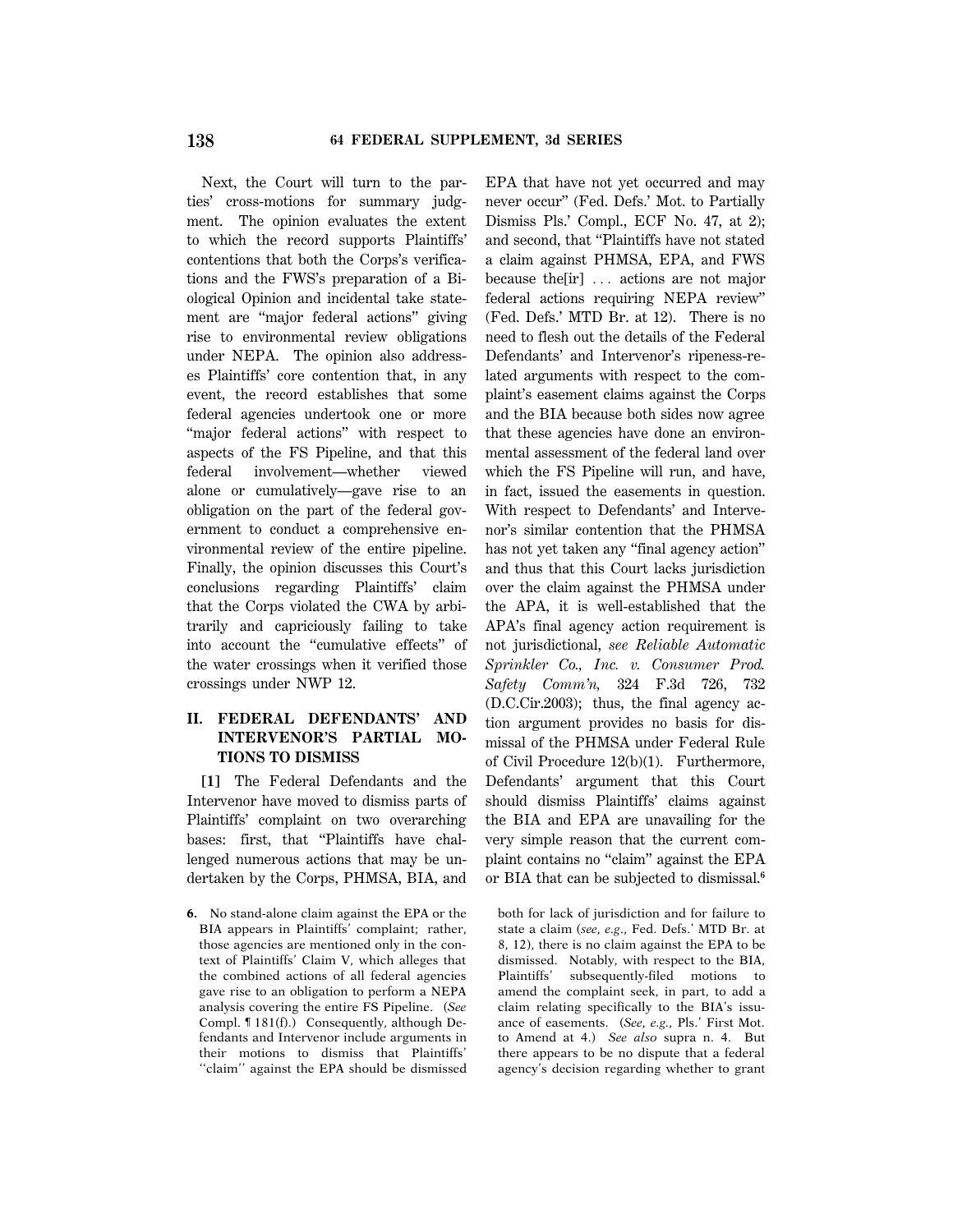Next, the Court will turn to the parties' cross-motions for summary judgment. The opinion evaluates the extent to which the record supports Plaintiffs' contentions that both the Corps's verifications and the FWS's preparation of a Biological Opinion and incidental take statement are "major federal actions" giving rise to environmental review obligations under NEPA. The opinion also addresses Plaintiffs' core contention that, in any event, the record establishes that some federal agencies undertook one or more "major federal actions" with respect to aspects of the FS Pipeline, and that this federal involvement—whether viewed alone or cumulatively—gave rise to an obligation on the part of the federal government to conduct a comprehensive environmental review of the entire pipeline. Finally, the opinion discusses this Court's conclusions regarding Plaintiffs' claim that the Corps violated the CWA by arbitrarily and capriciously failing to take into account the "cumulative effects" of the water crossings when it verified those crossings under NWP 12.

## II. FEDERAL DEFENDANTS' AND INTERVENOR'S PARTIAL MOTIONS TO DISMISS

**[1]** The Federal Defendants and the Intervenor have moved to dismiss parts of Plaintiffs' complaint on two overarching bases: first, that "Plaintiffs have challenged numerous actions that may be undertaken by the Corps, PHMSA, BIA, and EPA that have not yet occurred and may never occur" (Fed. Defs.' Mot. to Partially Dismiss Pls.' Compl., ECF No. 47, at 2); and second, that "Plaintiffs have not stated a claim against PHMSA, EPA, and FWS because the[ir] ... actions are not major federal actions requiring NEPA review" (Fed. Defs.' MTD Br. at 12). There is no need to flesh out the details of the Federal Defendants' and Intervenor's ripeness-related arguments with respect to the complaint's easement claims against the Corps and the BIA because both sides now agree that these agencies have done an environmental assessment of the federal land over which the FS Pipeline will run, and have, in fact, issued the easements in question. With respect to Defendants' and Intervenor's similar contention that the PHMSA has not yet taken any "final agency action" and thus that this Court lacks jurisdiction over the claim against the PHMSA under the APA, it is well-established that the APA's final agency action requirement is not jurisdictional, *see Reliable Automatic Sprinkler Co., Inc. v. Consumer Prod. Safety Comm'n*, 324 F.3d 726, 732 (D.C.Cir.2003); thus, the final agency action argument provides no basis for dismissal of the PHMSA under Federal Rule of Civil Procedure 12(b)(1). Furthermore, Defendants' argument that this Court should dismiss Plaintiffs' claims against the BIA and EPA are unavailing for the very simple reason that the current complaint contains no "claim" against the EPA or BIA that can be subjected to dismissal.[6]

---

6. No stand-alone claim against the EPA or the BIA appears in Plaintiffs' complaint; rather, those agencies are mentioned only in the context of Plaintiffs' Claim V, which alleges that the combined actions of all federal agencies gave rise to an obligation to perform a NEPA analysis covering the entire FS Pipeline. (*See* Compl. ¶ 181(f).) Consequently, although Defendants and Intervenor include arguments in their motions to dismiss that Plaintiffs' ''claim'' against the EPA should be dismissed both for lack of jurisdiction and for failure to state a claim (*see, e.g.*, Fed. Defs.' MTD Br. at 8, 12), there is no claim against the EPA to be dismissed. Notably, with respect to the BIA, Plaintiffs' subsequently-filed motions to amend the complaint seek, in part, to add a claim relating specifically to the BIA's issuance of easements. (*See, e.g.*, Pls.' First Mot. to Amend at 4.) *See also* supra n. 4. But there appears to be no dispute that a federal agency's decision regarding whether to grant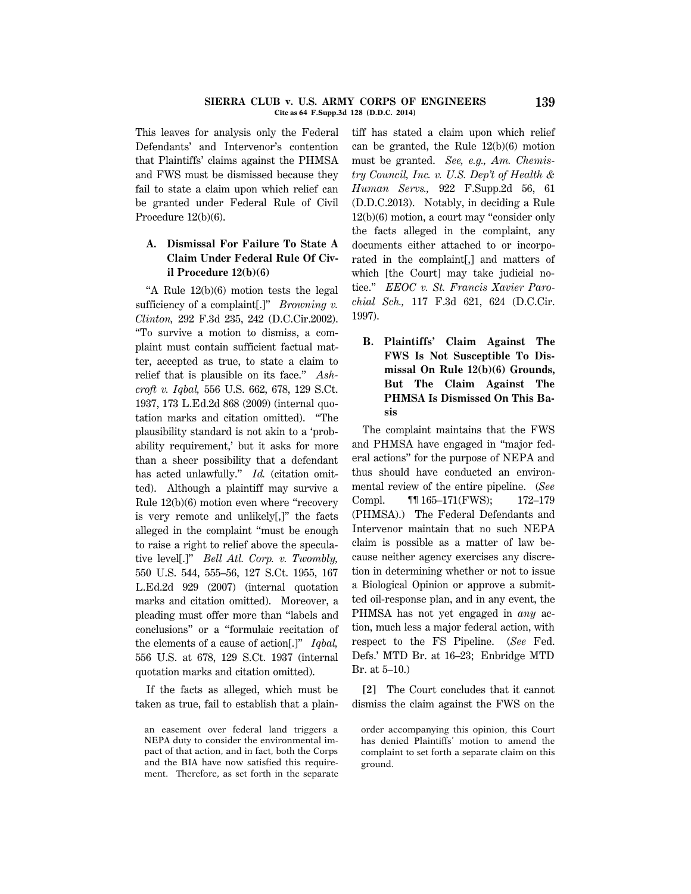This leaves for analysis only the Federal Defendants' and Intervenor's contention that Plaintiffs' claims against the PHMSA and FWS must be dismissed because they fail to state a claim upon which relief can be granted under Federal Rule of Civil Procedure 12(b)(6).

### A. Dismissal For Failure To State A Claim Under Federal Rule Of Civil Procedure 12(b)(6)

"A Rule 12(b)(6) motion tests the legal sufficiency of a complaint[.]" *Browning v. Clinton,* 292 F.3d 235, 242 (D.C.Cir.2002). "To survive a motion to dismiss, a complaint must contain sufficient factual matter, accepted as true, to state a claim to relief that is plausible on its face." *Ashcroft v. Iqbal,* 556 U.S. 662, 678, 129 S.Ct. 1937, 173 L.Ed.2d 868 (2009) (internal quotation marks and citation omitted). "The plausibility standard is not akin to a 'probability requirement,' but it asks for more than a sheer possibility that a defendant has acted unlawfully." *Id.* (citation omitted). Although a plaintiff may survive a Rule 12(b)(6) motion even where "recovery is very remote and unlikely[,]" the facts alleged in the complaint "must be enough to raise a right to relief above the speculative level[.]" *Bell Atl. Corp. v. Twombly,* 550 U.S. 544, 555–56, 127 S.Ct. 1955, 167 L.Ed.2d 929 (2007) (internal quotation marks and citation omitted). Moreover, a pleading must offer more than "labels and conclusions" or a "formulaic recitation of the elements of a cause of action[.]" *Iqbal,* 556 U.S. at 678, 129 S.Ct. 1937 (internal quotation marks and citation omitted).

If the facts as alleged, which must be taken as true, fail to establish that a plaintiff has stated a claim upon which relief can be granted, the Rule 12(b)(6) motion must be granted. *See, e.g., Am. Chemistry Council, Inc. v. U.S. Dep't of Health & Human Servs.,* 922 F.Supp.2d 56, 61 (D.D.C.2013). Notably, in deciding a Rule 12(b)(6) motion, a court may "consider only the facts alleged in the complaint, any documents either attached to or incorporated in the complaint[,] and matters of which [the Court] may take judicial notice." *EEOC v. St. Francis Xavier Parochial Sch.,* 117 F.3d 621, 624 (D.C.Cir. 1997).

### B. Plaintiffs' Claim Against The FWS Is Not Susceptible To Dismissal On Rule 12(b)(6) Grounds, But The Claim Against The PHMSA Is Dismissed On This Basis

The complaint maintains that the FWS and PHMSA have engaged in "major federal actions" for the purpose of NEPA and thus should have conducted an environmental review of the entire pipeline. (*See* Compl. ¶¶ 165–171(FWS); 172–179 (PHMSA).) The Federal Defendants and Intervenor maintain that no such NEPA claim is possible as a matter of law because neither agency exercises any discretion in determining whether or not to issue a Biological Opinion or approve a submitted oil-response plan, and in any event, the PHMSA has not yet engaged in *any* action, much less a major federal action, with respect to the FS Pipeline. (*See* Fed. Defs.' MTD Br. at 16–23; Enbridge MTD Br. at 5–10.)

**[2]** The Court concludes that it cannot dismiss the claim against the FWS on the

---

an easement over federal land triggers a NEPA duty to consider the environmental impact of that action, and in fact, both the Corps and the BIA have now satisfied this requirement. Therefore, as set forth in the separate order accompanying this opinion, this Court has denied Plaintiffs' motion to amend the complaint to set forth a separate claim on this ground.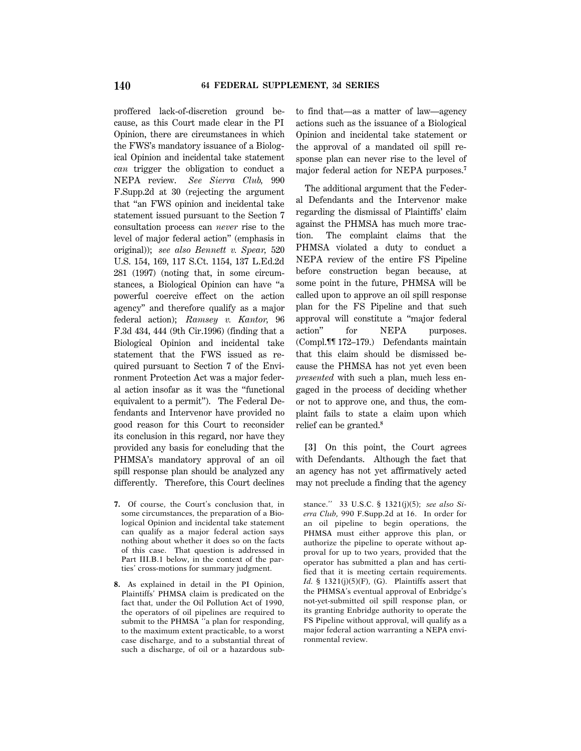proffered lack-of-discretion ground because, as this Court made clear in the PI Opinion, there are circumstances in which the FWS's mandatory issuance of a Biological Opinion and incidental take statement *can* trigger the obligation to conduct a NEPA review. *See Sierra Club,* 990 F.Supp.2d at 30 (rejecting the argument that "an FWS opinion and incidental take statement issued pursuant to the Section 7 consultation process can *never* rise to the level of major federal action" (emphasis in original)); *see also Bennett v. Spear,* 520 U.S. 154, 169, 117 S.Ct. 1154, 137 L.Ed.2d 281 (1997) (noting that, in some circumstances, a Biological Opinion can have "a powerful coercive effect on the action agency" and therefore qualify as a major federal action); *Ramsey v. Kantor,* 96 F.3d 434, 444 (9th Cir.1996) (finding that a Biological Opinion and incidental take statement that the FWS issued as required pursuant to Section 7 of the Environment Protection Act was a major federal action insofar as it was the "functional equivalent to a permit"). The Federal Defendants and Intervenor have provided no good reason for this Court to reconsider its conclusion in this regard, nor have they provided any basis for concluding that the PHMSA's mandatory approval of an oil spill response plan should be analyzed any differently. Therefore, this Court declines to find that—as a matter of law—agency actions such as the issuance of a Biological Opinion and incidental take statement or the approval of a mandated oil spill response plan can never rise to the level of major federal action for NEPA purposes.[7]

The additional argument that the Federal Defendants and the Intervenor make regarding the dismissal of Plaintiffs' claim against the PHMSA has much more traction. The complaint claims that the PHMSA violated a duty to conduct a NEPA review of the entire FS Pipeline before construction began because, at some point in the future, PHMSA will be called upon to approve an oil spill response plan for the FS Pipeline and that such approval will constitute a "major federal action" for NEPA purposes. (Compl.¶¶ 172–179.) Defendants maintain that this claim should be dismissed because the PHMSA has not yet even been *presented* with such a plan, much less engaged in the process of deciding whether or not to approve one, and thus, the complaint fails to state a claim upon which relief can be granted.[8]

**[3]** On this point, the Court agrees with Defendants. Although the fact that an agency has not yet affirmatively acted may not preclude a finding that the agency

---

7. Of course, the Court's conclusion that, in some circumstances, the preparation of a Biological Opinion and incidental take statement can qualify as a major federal action says nothing about whether it does so on the facts of this case. That question is addressed in Part III.B.1 below, in the context of the parties' cross-motions for summary judgment.

8. As explained in detail in the PI Opinion, Plaintiffs' PHMSA claim is predicated on the fact that, under the Oil Pollution Act of 1990, the operators of oil pipelines are required to submit to the PHMSA "a plan for responding, to the maximum extent practicable, to a worst case discharge, and to a substantial threat of such a discharge, of oil or a hazardous substance." 33 U.S.C. § 1321(j)(5); *see also Sierra Club,* 990 F.Supp.2d at 16. In order for an oil pipeline to begin operations, the PHMSA must either approve this plan, or authorize the pipeline to operate without approval for up to two years, provided that the operator has submitted a plan and has certified that it is meeting certain requirements. *Id.* § 1321(j)(5)(F), (G). Plaintiffs assert that the PHMSA's eventual approval of Enbridge's not-yet-submitted oil spill response plan, or its granting Enbridge authority to operate the FS Pipeline without approval, will qualify as a major federal action warranting a NEPA environmental review.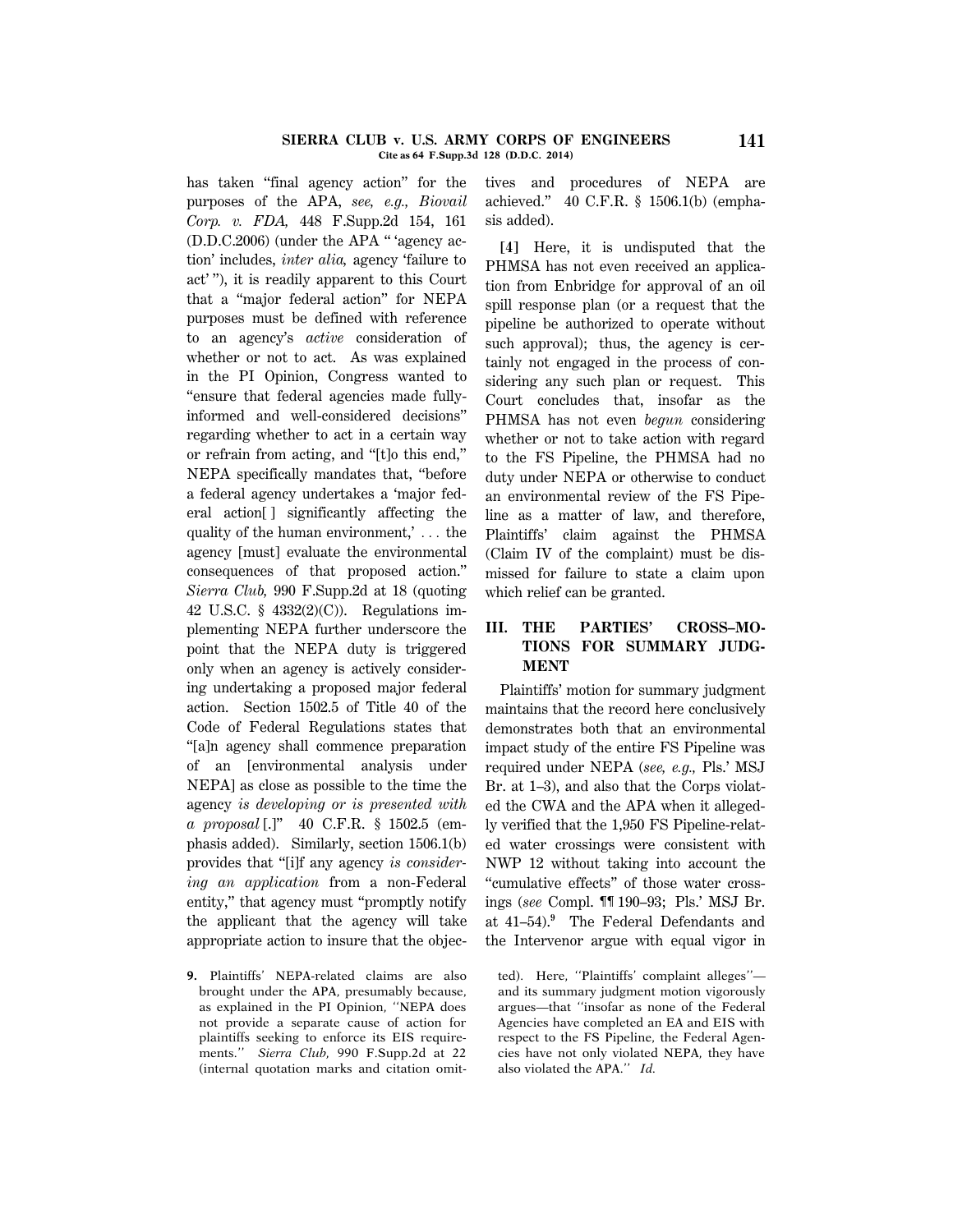has taken "final agency action" for the purposes of the APA, *see, e.g., Biovail Corp. v. FDA,* 448 F.Supp.2d 154, 161 (D.D.C.2006) (under the APA " 'agency action' includes, *inter alia,* agency 'failure to act' "), it is readily apparent to this Court that a "major federal action" for NEPA purposes must be defined with reference to an agency's *active* consideration of whether or not to act. As was explained in the PI Opinion, Congress wanted to "ensure that federal agencies made fully-informed and well-considered decisions" regarding whether to act in a certain way or refrain from acting, and "[t]o this end," NEPA specifically mandates that, "before a federal agency undertakes a 'major federal action[ ] significantly affecting the quality of the human environment,' . . . the agency [must] evaluate the environmental consequences of that proposed action." *Sierra Club,* 990 F.Supp.2d at 18 (quoting 42 U.S.C. § 4332(2)(C)). Regulations implementing NEPA further underscore the point that the NEPA duty is triggered only when an agency is actively considering undertaking a proposed major federal action. Section 1502.5 of Title 40 of the Code of Federal Regulations states that "[a]n agency shall commence preparation of an [environmental analysis under NEPA] as close as possible to the time the agency *is developing or is presented with a proposal* [.]" 40 C.F.R. § 1502.5 (emphasis added). Similarly, section 1506.1(b) provides that "[i]f any agency *is considering an application* from a non-Federal entity," that agency must "promptly notify the applicant that the agency will take appropriate action to insure that the objectives and procedures of NEPA are achieved." 40 C.F.R. § 1506.1(b) (emphasis added).

**[4]** Here, it is undisputed that the PHMSA has not even received an application from Enbridge for approval of an oil spill response plan (or a request that the pipeline be authorized to operate without such approval); thus, the agency is certainly not engaged in the process of considering any such plan or request. This Court concludes that, insofar as the PHMSA has not even *begun* considering whether or not to take action with regard to the FS Pipeline, the PHMSA had no duty under NEPA or otherwise to conduct an environmental review of the FS Pipeline as a matter of law, and therefore, Plaintiffs' claim against the PHMSA (Claim IV of the complaint) must be dismissed for failure to state a claim upon which relief can be granted.

## III. THE PARTIES' CROSS–MOTIONS FOR SUMMARY JUDGMENT

Plaintiffs' motion for summary judgment maintains that the record here conclusively demonstrates both that an environmental impact study of the entire FS Pipeline was required under NEPA (*see, e.g.,* Pls.' MSJ Br. at 1–3), and also that the Corps violated the CWA and the APA when it allegedly verified that the 1,950 FS Pipeline-related water crossings were consistent with NWP 12 without taking into account the "cumulative effects" of those water crossings (*see* Compl. ¶¶ 190–93; Pls.' MSJ Br. at 41–54).[9] The Federal Defendants and the Intervenor argue with equal vigor in

---

9. Plaintiffs' NEPA-related claims are also brought under the APA, presumably because, as explained in the PI Opinion, "NEPA does not provide a separate cause of action for plaintiffs seeking to enforce its EIS requirements." *Sierra Club,* 990 F.Supp.2d at 22 (internal quotation marks and citation omitted). Here, "Plaintiffs' complaint alleges"—and its summary judgment motion vigorously argues—that "insofar as none of the Federal Agencies have completed an EA and EIS with respect to the FS Pipeline, the Federal Agencies have not only violated NEPA, they have also violated the APA." *Id.*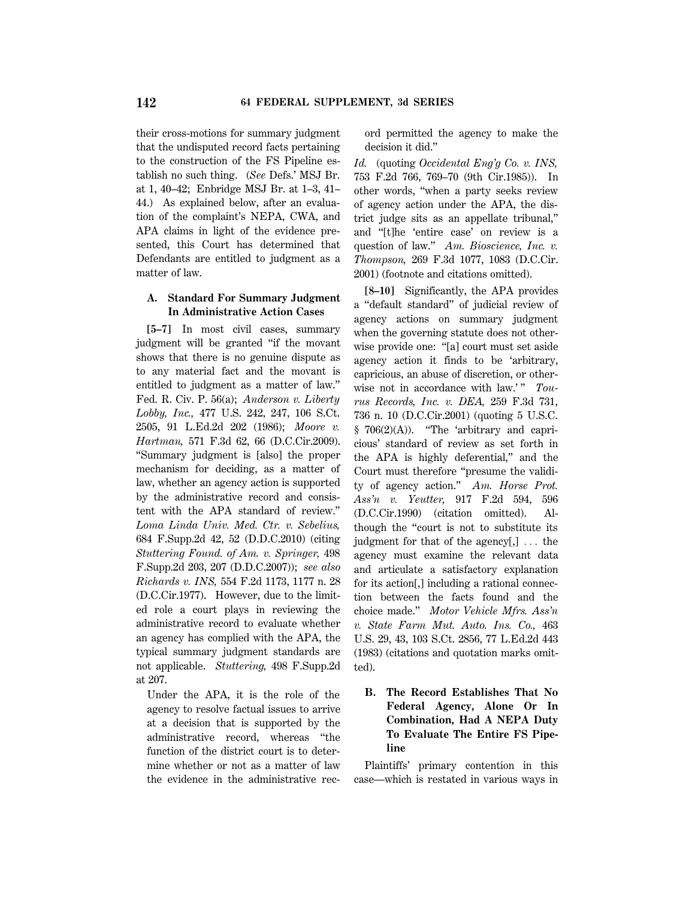their cross-motions for summary judgment that the undisputed record facts pertaining to the construction of the FS Pipeline establish no such thing. (*See* Defs.' MSJ Br. at 1, 40–42; Enbridge MSJ Br. at 1–3, 41–44.) As explained below, after an evaluation of the complaint's NEPA, CWA, and APA claims in light of the evidence presented, this Court has determined that Defendants are entitled to judgment as a matter of law.

### A. Standard For Summary Judgment In Administrative Action Cases

**[5–7]** In most civil cases, summary judgment will be granted "if the movant shows that there is no genuine dispute as to any material fact and the movant is entitled to judgment as a matter of law." Fed. R. Civ. P. 56(a); *Anderson v. Liberty Lobby, Inc.,* 477 U.S. 242, 247, 106 S.Ct. 2505, 91 L.Ed.2d 202 (1986); *Moore v. Hartman,* 571 F.3d 62, 66 (D.C.Cir.2009). "Summary judgment is [also] the proper mechanism for deciding, as a matter of law, whether an agency action is supported by the administrative record and consistent with the APA standard of review." *Loma Linda Univ. Med. Ctr. v. Sebelius,* 684 F.Supp.2d 42, 52 (D.D.C.2010) (citing *Stuttering Found. of Am. v. Springer,* 498 F.Supp.2d 203, 207 (D.D.C.2007)); *see also Richards v. INS,* 554 F.2d 1173, 1177 n. 28 (D.C.Cir.1977). However, due to the limited role a court plays in reviewing the administrative record to evaluate whether an agency has complied with the APA, the typical summary judgment standards are not applicable. *Stuttering,* 498 F.Supp.2d at 207.

> Under the APA, it is the role of the agency to resolve factual issues to arrive at a decision that is supported by the administrative record, whereas "the function of the district court is to determine whether or not as a matter of law the evidence in the administrative record permitted the agency to make the decision it did."

*Id.* (quoting *Occidental Eng'g Co. v. INS,* 753 F.2d 766, 769–70 (9th Cir.1985)). In other words, "when a party seeks review of agency action under the APA, the district judge sits as an appellate tribunal," and "[t]he 'entire case' on review is a question of law." *Am. Bioscience, Inc. v. Thompson,* 269 F.3d 1077, 1083 (D.C.Cir. 2001) (footnote and citations omitted).

**[8–10]** Significantly, the APA provides a "default standard" of judicial review of agency actions on summary judgment when the governing statute does not otherwise provide one: "[a] court must set aside agency action it finds to be 'arbitrary, capricious, an abuse of discretion, or otherwise not in accordance with law.'" *Tourus Records, Inc. v. DEA,* 259 F.3d 731, 736 n. 10 (D.C.Cir.2001) (quoting 5 U.S.C. § 706(2)(A)). "The 'arbitrary and capricious' standard of review as set forth in the APA is highly deferential," and the Court must therefore "presume the validity of agency action." *Am. Horse Prot. Ass'n v. Yeutter,* 917 F.2d 594, 596 (D.C.Cir.1990) (citation omitted). Although the "court is not to substitute its judgment for that of the agency[,] ... the agency must examine the relevant data and articulate a satisfactory explanation for its action[,] including a rational connection between the facts found and the choice made." *Motor Vehicle Mfrs. Ass'n v. State Farm Mut. Auto. Ins. Co.,* 463 U.S. 29, 43, 103 S.Ct. 2856, 77 L.Ed.2d 443 (1983) (citations and quotation marks omitted).

### B. The Record Establishes That No Federal Agency, Alone Or In Combination, Had A NEPA Duty To Evaluate The Entire FS Pipeline

Plaintiffs' primary contention in this case—which is restated in various ways in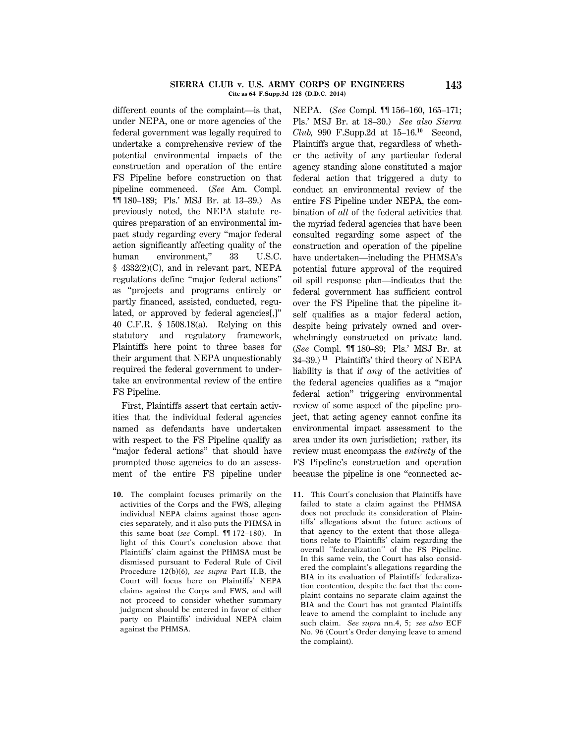different counts of the complaint—is that, under NEPA, one or more agencies of the federal government was legally required to undertake a comprehensive review of the potential environmental impacts of the construction and operation of the entire FS Pipeline before construction on that pipeline commenced. (*See* Am. Compl. ¶¶ 180–189; Pls.' MSJ Br. at 13–39.) As previously noted, the NEPA statute requires preparation of an environmental impact study regarding every "major federal action significantly affecting quality of the human environment," 33 U.S.C. § 4332(2)(C), and in relevant part, NEPA regulations define "major federal actions" as "projects and programs entirely or partly financed, assisted, conducted, regulated, or approved by federal agencies[,]" 40 C.F.R. § 1508.18(a). Relying on this statutory and regulatory framework, Plaintiffs here point to three bases for their argument that NEPA unquestionably required the federal government to undertake an environmental review of the entire FS Pipeline.

First, Plaintiffs assert that certain activities that the individual federal agencies named as defendants have undertaken with respect to the FS Pipeline qualify as "major federal actions" that should have prompted those agencies to do an assessment of the entire FS pipeline under NEPA. (*See* Compl. ¶¶ 156–160, 165–171; Pls.' MSJ Br. at 18–30.) *See also Sierra Club,* 990 F.Supp.2d at 15–16.[10] Second, Plaintiffs argue that, regardless of whether the activity of any particular federal agency standing alone constituted a major federal action that triggered a duty to conduct an environmental review of the entire FS Pipeline under NEPA, the combination of *all* of the federal activities that the myriad federal agencies that have been consulted regarding some aspect of the construction and operation of the pipeline have undertaken—including the PHMSA's potential future approval of the required oil spill response plan—indicates that the federal government has sufficient control over the FS Pipeline that the pipeline itself qualifies as a major federal action, despite being privately owned and overwhelmingly constructed on private land. (*See* Compl. ¶¶ 180–89; Pls.' MSJ Br. at 34–39.)[11] Plaintiffs' third theory of NEPA liability is that if *any* of the activities of the federal agencies qualifies as a "major federal action" triggering environmental review of some aspect of the pipeline project, that acting agency cannot confine its environmental impact assessment to the area under its own jurisdiction; rather, its review must encompass the *entirety* of the FS Pipeline's construction and operation because the pipeline is one "connected ac-

10. The complaint focuses primarily on the activities of the Corps and the FWS, alleging individual NEPA claims against those agencies separately, and it also puts the PHMSA in this same boat (*see* Compl. ¶¶ 172–180). In light of this Court's conclusion above that Plaintiffs' claim against the PHMSA must be dismissed pursuant to Federal Rule of Civil Procedure 12(b)(6), *see supra* Part II.B, the Court will focus here on Plaintiffs' NEPA claims against the Corps and FWS, and will not proceed to consider whether summary judgment should be entered in favor of either party on Plaintiffs' individual NEPA claim against the PHMSA.

11. This Court's conclusion that Plaintiffs have failed to state a claim against the PHMSA does not preclude its consideration of Plaintiffs' allegations about the future actions of that agency to the extent that those allegations relate to Plaintiffs' claim regarding the overall "federalization" of the FS Pipeline. In this same vein, the Court has also considered the complaint's allegations regarding the BIA in its evaluation of Plaintiffs' federalization contention, despite the fact that the complaint contains no separate claim against the BIA and the Court has not granted Plaintiffs leave to amend the complaint to include any such claim. *See supra* nn.4, 5; *see also* ECF No. 96 (Court's Order denying leave to amend the complaint).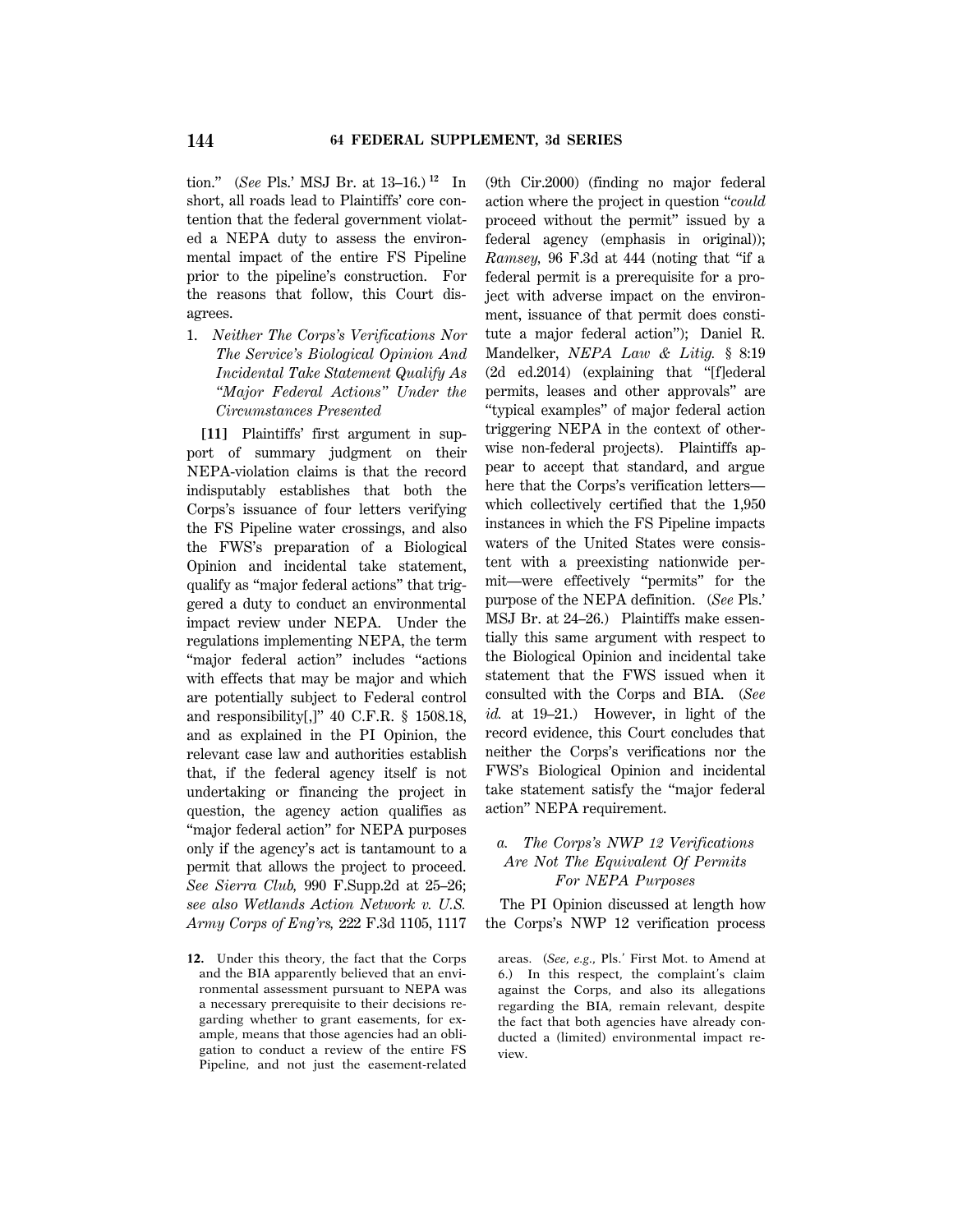tion." (*See* Pls.' MSJ Br. at 13–16.)[12] In short, all roads lead to Plaintiffs' core contention that the federal government violated a NEPA duty to assess the environmental impact of the entire FS Pipeline prior to the pipeline's construction. For the reasons that follow, this Court disagrees.

1. *Neither The Corps's Verifications Nor The Service's Biological Opinion And Incidental Take Statement Qualify As "Major Federal Actions" Under the Circumstances Presented*

**[11]** Plaintiffs' first argument in support of summary judgment on their NEPA-violation claims is that the record indisputably establishes that both the Corps's issuance of four letters verifying the FS Pipeline water crossings, and also the FWS's preparation of a Biological Opinion and incidental take statement, qualify as "major federal actions" that triggered a duty to conduct an environmental impact review under NEPA. Under the regulations implementing NEPA, the term "major federal action" includes "actions with effects that may be major and which are potentially subject to Federal control and responsibility[,]" 40 C.F.R. § 1508.18, and as explained in the PI Opinion, the relevant case law and authorities establish that, if the federal agency itself is not undertaking or financing the project in question, the agency action qualifies as "major federal action" for NEPA purposes only if the agency's act is tantamount to a permit that allows the project to proceed. *See Sierra Club,* 990 F.Supp.2d at 25–26; *see also Wetlands Action Network v. U.S. Army Corps of Eng'rs,* 222 F.3d 1105, 1117 (9th Cir.2000) (finding no major federal action where the project in question "*could* proceed without the permit" issued by a federal agency (emphasis in original)); *Ramsey,* 96 F.3d at 444 (noting that "if a federal permit is a prerequisite for a project with adverse impact on the environment, issuance of that permit does constitute a major federal action"); Daniel R. Mandelker, *NEPA Law & Litig.* § 8:19 (2d ed.2014) (explaining that "[f]ederal permits, leases and other approvals" are "typical examples" of major federal action triggering NEPA in the context of otherwise non-federal projects). Plaintiffs appear to accept that standard, and argue here that the Corps's verification letters—which collectively certified that the 1,950 instances in which the FS Pipeline impacts waters of the United States were consistent with a preexisting nationwide permit—were effectively "permits" for the purpose of the NEPA definition. (*See* Pls.' MSJ Br. at 24–26.) Plaintiffs make essentially this same argument with respect to the Biological Opinion and incidental take statement that the FWS issued when it consulted with the Corps and BIA. (*See id.* at 19–21.) However, in light of the record evidence, this Court concludes that neither the Corps's verifications nor the FWS's Biological Opinion and incidental take statement satisfy the "major federal action" NEPA requirement.

*a. The Corps's NWP 12 Verifications Are Not The Equivalent Of Permits For NEPA Purposes*

The PI Opinion discussed at length how the Corps's NWP 12 verification process

12. Under this theory, the fact that the Corps and the BIA apparently believed that an environmental assessment pursuant to NEPA was a necessary prerequisite to their decisions regarding whether to grant easements, for example, means that those agencies had an obligation to conduct a review of the entire FS Pipeline, and not just the easement-related areas. (*See, e.g.,* Pls.' First Mot. to Amend at 6.) In this respect, the complaint's claim against the Corps, and also its allegations regarding the BIA, remain relevant, despite the fact that both agencies have already conducted a (limited) environmental impact review.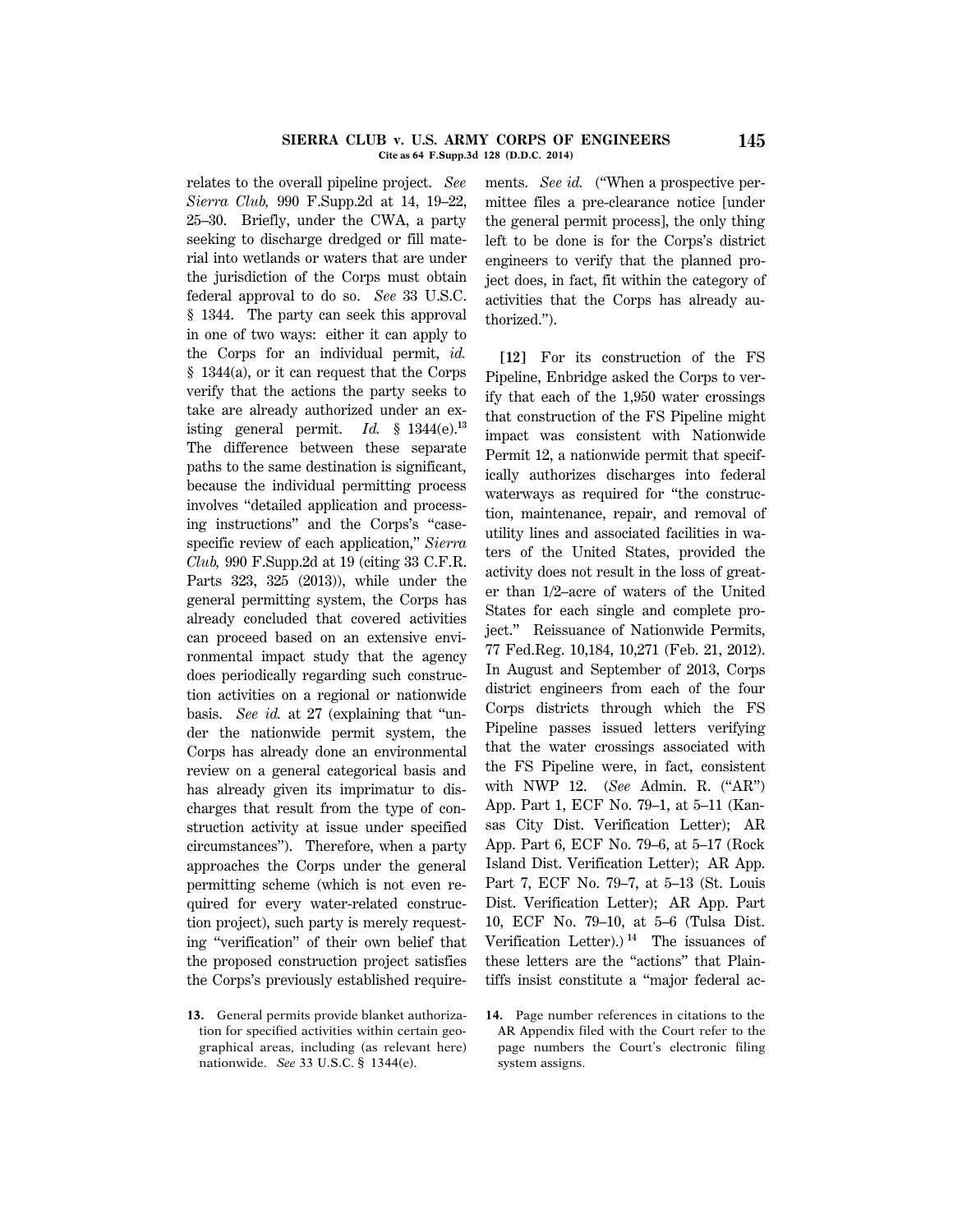relates to the overall pipeline project. *See Sierra Club,* 990 F.Supp.2d at 14, 19–22, 25–30. Briefly, under the CWA, a party seeking to discharge dredged or fill material into wetlands or waters that are under the jurisdiction of the Corps must obtain federal approval to do so. *See* 33 U.S.C. § 1344. The party can seek this approval in one of two ways: either it can apply to the Corps for an individual permit, *id.* § 1344(a), or it can request that the Corps verify that the actions the party seeks to take are already authorized under an existing general permit. *Id.* § 1344(e).[13] The difference between these separate paths to the same destination is significant, because the individual permitting process involves "detailed application and processing instructions" and the Corps's "case-specific review of each application," *Sierra Club,* 990 F.Supp.2d at 19 (citing 33 C.F.R. Parts 323, 325 (2013)), while under the general permitting system, the Corps has already concluded that covered activities can proceed based on an extensive environmental impact study that the agency does periodically regarding such construction activities on a regional or nationwide basis. *See id.* at 27 (explaining that "under the nationwide permit system, the Corps has already done an environmental review on a general categorical basis and has already given its imprimatur to discharges that result from the type of construction activity at issue under specified circumstances"). Therefore, when a party approaches the Corps under the general permitting scheme (which is not even required for every water-related construction project), such party is merely requesting "verification" of their own belief that the proposed construction project satisfies the Corps's previously established requirements. *See id.* ("When a prospective permittee files a pre-clearance notice [under the general permit process], the only thing left to be done is for the Corps's district engineers to verify that the planned project does, in fact, fit within the category of activities that the Corps has already authorized.").

**[12]** For its construction of the FS Pipeline, Enbridge asked the Corps to verify that each of the 1,950 water crossings that construction of the FS Pipeline might impact was consistent with Nationwide Permit 12, a nationwide permit that specifically authorizes discharges into federal waterways as required for "the construction, maintenance, repair, and removal of utility lines and associated facilities in waters of the United States, provided the activity does not result in the loss of greater than 1/2–acre of waters of the United States for each single and complete project." Reissuance of Nationwide Permits, 77 Fed.Reg. 10,184, 10,271 (Feb. 21, 2012). In August and September of 2013, Corps district engineers from each of the four Corps districts through which the FS Pipeline passes issued letters verifying that the water crossings associated with the FS Pipeline were, in fact, consistent with NWP 12. (*See* Admin. R. ("AR") App. Part 1, ECF No. 79–1, at 5–11 (Kansas City Dist. Verification Letter); AR App. Part 6, ECF No. 79–6, at 5–17 (Rock Island Dist. Verification Letter); AR App. Part 7, ECF No. 79–7, at 5–13 (St. Louis Dist. Verification Letter); AR App. Part 10, ECF No. 79–10, at 5–6 (Tulsa Dist. Verification Letter).)[14] The issuances of these letters are the "actions" that Plaintiffs insist constitute a "major federal ac-

13. General permits provide blanket authorization for specified activities within certain geographical areas, including (as relevant here) nationwide. *See* 33 U.S.C. § 1344(e).

14. Page number references in citations to the AR Appendix filed with the Court refer to the page numbers the Court's electronic filing system assigns.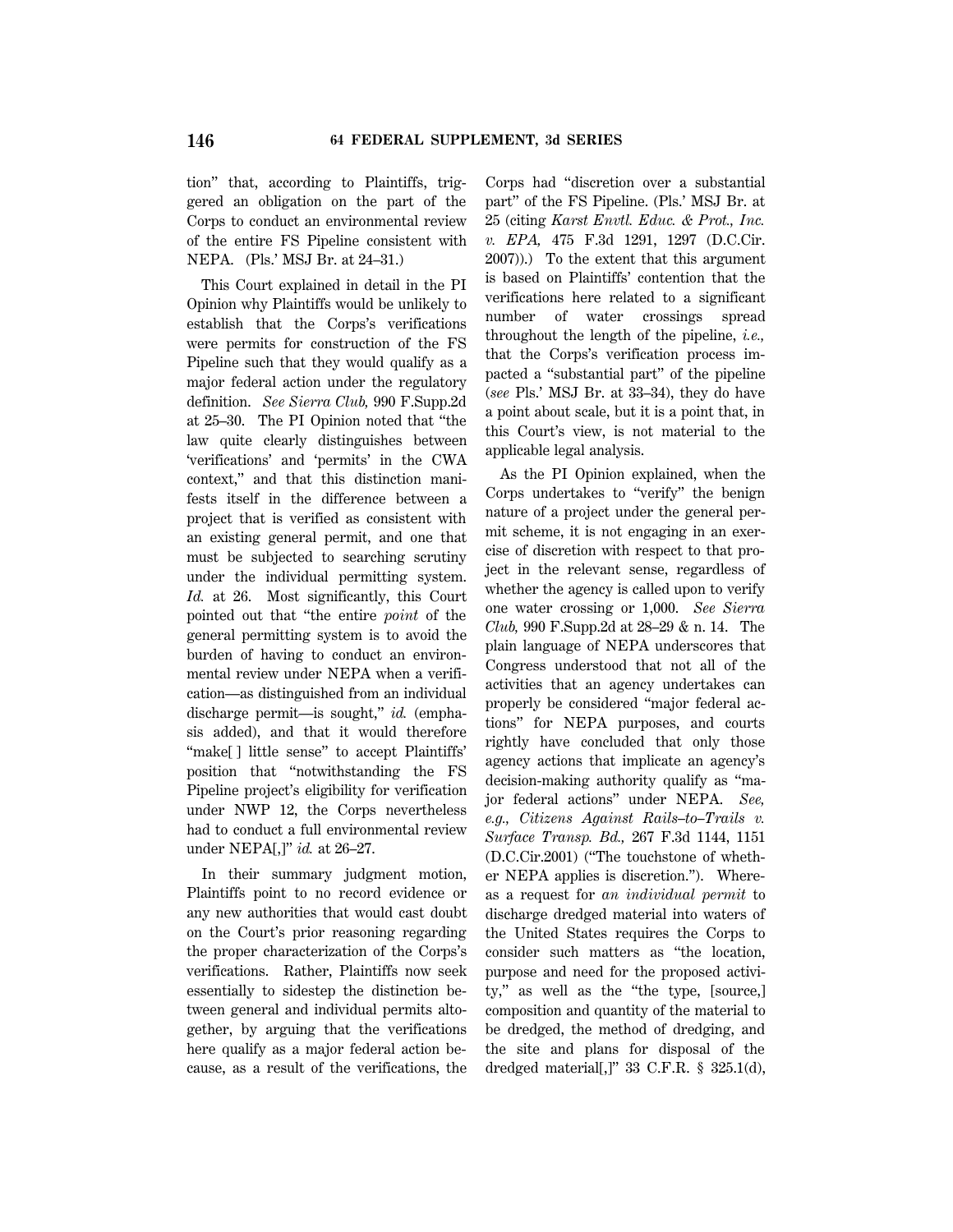tion" that, according to Plaintiffs, triggered an obligation on the part of the Corps to conduct an environmental review of the entire FS Pipeline consistent with NEPA. (Pls.' MSJ Br. at 24–31.)

This Court explained in detail in the PI Opinion why Plaintiffs would be unlikely to establish that the Corps's verifications were permits for construction of the FS Pipeline such that they would qualify as a major federal action under the regulatory definition. *See Sierra Club,* 990 F.Supp.2d at 25–30. The PI Opinion noted that "the law quite clearly distinguishes between 'verifications' and 'permits' in the CWA context," and that this distinction manifests itself in the difference between a project that is verified as consistent with an existing general permit, and one that must be subjected to searching scrutiny under the individual permitting system. *Id.* at 26. Most significantly, this Court pointed out that "the entire *point* of the general permitting system is to avoid the burden of having to conduct an environmental review under NEPA when a verification—as distinguished from an individual discharge permit—is sought," *id.* (emphasis added), and that it would therefore "make[ ] little sense" to accept Plaintiffs' position that "notwithstanding the FS Pipeline project's eligibility for verification under NWP 12, the Corps nevertheless had to conduct a full environmental review under NEPA[,]" *id.* at 26–27.

In their summary judgment motion, Plaintiffs point to no record evidence or any new authorities that would cast doubt on the Court's prior reasoning regarding the proper characterization of the Corps's verifications. Rather, Plaintiffs now seek essentially to sidestep the distinction between general and individual permits altogether, by arguing that the verifications here qualify as a major federal action because, as a result of the verifications, the Corps had "discretion over a substantial part" of the FS Pipeline. (Pls.' MSJ Br. at 25 (citing *Karst Envtl. Educ. & Prot., Inc. v. EPA,* 475 F.3d 1291, 1297 (D.C.Cir. 2007)).) To the extent that this argument is based on Plaintiffs' contention that the verifications here related to a significant number of water crossings spread throughout the length of the pipeline, *i.e.,* that the Corps's verification process impacted a "substantial part" of the pipeline (*see* Pls.' MSJ Br. at 33–34), they do have a point about scale, but it is a point that, in this Court's view, is not material to the applicable legal analysis.

As the PI Opinion explained, when the Corps undertakes to "verify" the benign nature of a project under the general permit scheme, it is not engaging in an exercise of discretion with respect to that project in the relevant sense, regardless of whether the agency is called upon to verify one water crossing or 1,000. *See Sierra Club,* 990 F.Supp.2d at 28–29 & n. 14. The plain language of NEPA underscores that Congress understood that not all of the activities that an agency undertakes can properly be considered "major federal actions" for NEPA purposes, and courts rightly have concluded that only those agency actions that implicate an agency's decision-making authority qualify as "major federal actions" under NEPA. *See, e.g., Citizens Against Rails–to–Trails v. Surface Transp. Bd.,* 267 F.3d 1144, 1151 (D.C.Cir.2001) ("The touchstone of whether NEPA applies is discretion."). Whereas a request for *an individual permit* to discharge dredged material into waters of the United States requires the Corps to consider such matters as "the location, purpose and need for the proposed activity," as well as the "the type, [source,] composition and quantity of the material to be dredged, the method of dredging, and the site and plans for disposal of the dredged material[,]" 33 C.F.R. § 325.1(d),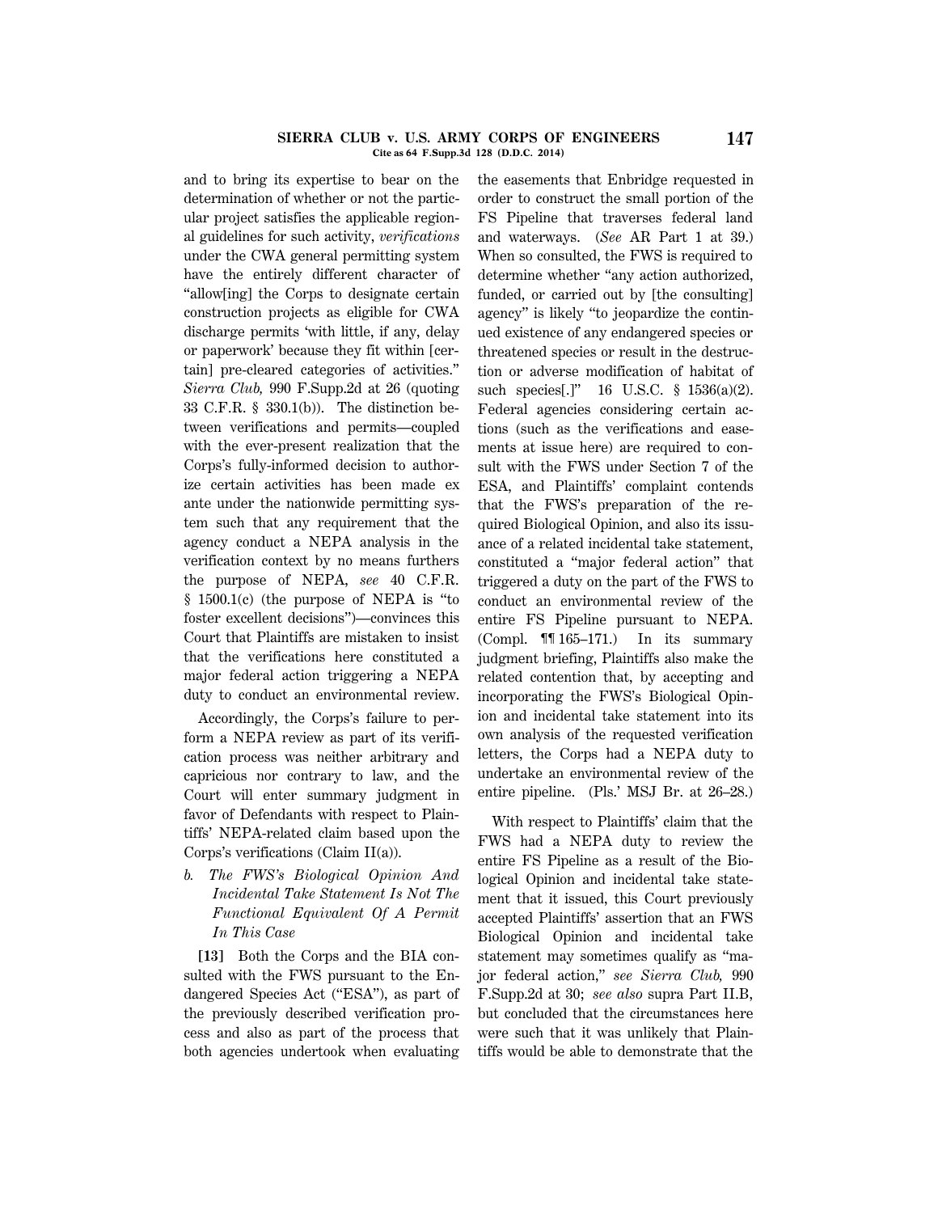and to bring its expertise to bear on the determination of whether or not the particular project satisfies the applicable regional guidelines for such activity, *verifications* under the CWA general permitting system have the entirely different character of "allow[ing] the Corps to designate certain construction projects as eligible for CWA discharge permits 'with little, if any, delay or paperwork' because they fit within [certain] pre-cleared categories of activities." *Sierra Club,* 990 F.Supp.2d at 26 (quoting 33 C.F.R. § 330.1(b)). The distinction between verifications and permits—coupled with the ever-present realization that the Corps's fully-informed decision to authorize certain activities has been made ex ante under the nationwide permitting system such that any requirement that the agency conduct a NEPA analysis in the verification context by no means furthers the purpose of NEPA, *see* 40 C.F.R. § 1500.1(c) (the purpose of NEPA is "to foster excellent decisions")—convinces this Court that Plaintiffs are mistaken to insist that the verifications here constituted a major federal action triggering a NEPA duty to conduct an environmental review.

Accordingly, the Corps's failure to perform a NEPA review as part of its verification process was neither arbitrary and capricious nor contrary to law, and the Court will enter summary judgment in favor of Defendants with respect to Plaintiffs' NEPA-related claim based upon the Corps's verifications (Claim II(a)).

*b. The FWS's Biological Opinion And Incidental Take Statement Is Not The Functional Equivalent Of A Permit In This Case*

**[13]** Both the Corps and the BIA consulted with the FWS pursuant to the Endangered Species Act ("ESA"), as part of the previously described verification process and also as part of the process that both agencies undertook when evaluating the easements that Enbridge requested in order to construct the small portion of the FS Pipeline that traverses federal land and waterways. (*See* AR Part 1 at 39.) When so consulted, the FWS is required to determine whether "any action authorized, funded, or carried out by [the consulting] agency" is likely "to jeopardize the continued existence of any endangered species or threatened species or result in the destruction or adverse modification of habitat of such species[.]" 16 U.S.C. § 1536(a)(2). Federal agencies considering certain actions (such as the verifications and easements at issue here) are required to consult with the FWS under Section 7 of the ESA, and Plaintiffs' complaint contends that the FWS's preparation of the required Biological Opinion, and also its issuance of a related incidental take statement, constituted a "major federal action" that triggered a duty on the part of the FWS to conduct an environmental review of the entire FS Pipeline pursuant to NEPA. (Compl. ¶¶ 165–171.) In its summary judgment briefing, Plaintiffs also make the related contention that, by accepting and incorporating the FWS's Biological Opinion and incidental take statement into its own analysis of the requested verification letters, the Corps had a NEPA duty to undertake an environmental review of the entire pipeline. (Pls.' MSJ Br. at 26–28.)

With respect to Plaintiffs' claim that the FWS had a NEPA duty to review the entire FS Pipeline as a result of the Biological Opinion and incidental take statement that it issued, this Court previously accepted Plaintiffs' assertion that an FWS Biological Opinion and incidental take statement may sometimes qualify as "major federal action," *see Sierra Club,* 990 F.Supp.2d at 30; *see also* supra Part II.B, but concluded that the circumstances here were such that it was unlikely that Plaintiffs would be able to demonstrate that the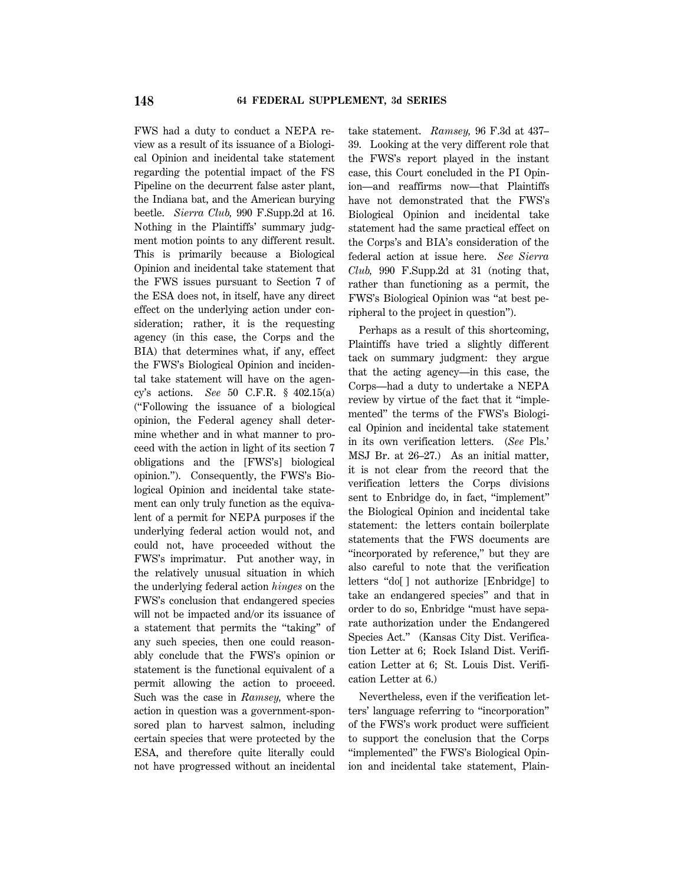FWS had a duty to conduct a NEPA review as a result of its issuance of a Biological Opinion and incidental take statement regarding the potential impact of the FS Pipeline on the decurrent false aster plant, the Indiana bat, and the American burying beetle. *Sierra Club,* 990 F.Supp.2d at 16. Nothing in the Plaintiffs' summary judgment motion points to any different result. This is primarily because a Biological Opinion and incidental take statement that the FWS issues pursuant to Section 7 of the ESA does not, in itself, have any direct effect on the underlying action under consideration; rather, it is the requesting agency (in this case, the Corps and the BIA) that determines what, if any, effect the FWS's Biological Opinion and incidental take statement will have on the agency's actions. *See* 50 C.F.R. § 402.15(a) ("Following the issuance of a biological opinion, the Federal agency shall determine whether and in what manner to proceed with the action in light of its section 7 obligations and the [FWS's] biological opinion."). Consequently, the FWS's Biological Opinion and incidental take statement can only truly function as the equivalent of a permit for NEPA purposes if the underlying federal action would not, and could not, have proceeded without the FWS's imprimatur. Put another way, in the relatively unusual situation in which the underlying federal action *hinges* on the FWS's conclusion that endangered species will not be impacted and/or its issuance of a statement that permits the "taking" of any such species, then one could reasonably conclude that the FWS's opinion or statement is the functional equivalent of a permit allowing the action to proceed. Such was the case in *Ramsey,* where the action in question was a government-sponsored plan to harvest salmon, including certain species that were protected by the ESA, and therefore quite literally could not have progressed without an incidental take statement. *Ramsey,* 96 F.3d at 437–39. Looking at the very different role that the FWS's report played in the instant case, this Court concluded in the PI Opinion—and reaffirms now—that Plaintiffs have not demonstrated that the FWS's Biological Opinion and incidental take statement had the same practical effect on the Corps's and BIA's consideration of the federal action at issue here. *See Sierra Club,* 990 F.Supp.2d at 31 (noting that, rather than functioning as a permit, the FWS's Biological Opinion was "at best peripheral to the project in question").

Perhaps as a result of this shortcoming, Plaintiffs have tried a slightly different tack on summary judgment: they argue that the acting agency—in this case, the Corps—had a duty to undertake a NEPA review by virtue of the fact that it "implemented" the terms of the FWS's Biological Opinion and incidental take statement in its own verification letters. (*See* Pls.' MSJ Br. at 26–27.) As an initial matter, it is not clear from the record that the verification letters the Corps divisions sent to Enbridge do, in fact, "implement" the Biological Opinion and incidental take statement: the letters contain boilerplate statements that the FWS documents are "incorporated by reference," but they are also careful to note that the verification letters "do[ ] not authorize [Enbridge] to take an endangered species" and that in order to do so, Enbridge "must have separate authorization under the Endangered Species Act." (Kansas City Dist. Verification Letter at 6; Rock Island Dist. Verification Letter at 6; St. Louis Dist. Verification Letter at 6.)

Nevertheless, even if the verification letters' language referring to "incorporation" of the FWS's work product were sufficient to support the conclusion that the Corps "implemented" the FWS's Biological Opinion and incidental take statement, Plain-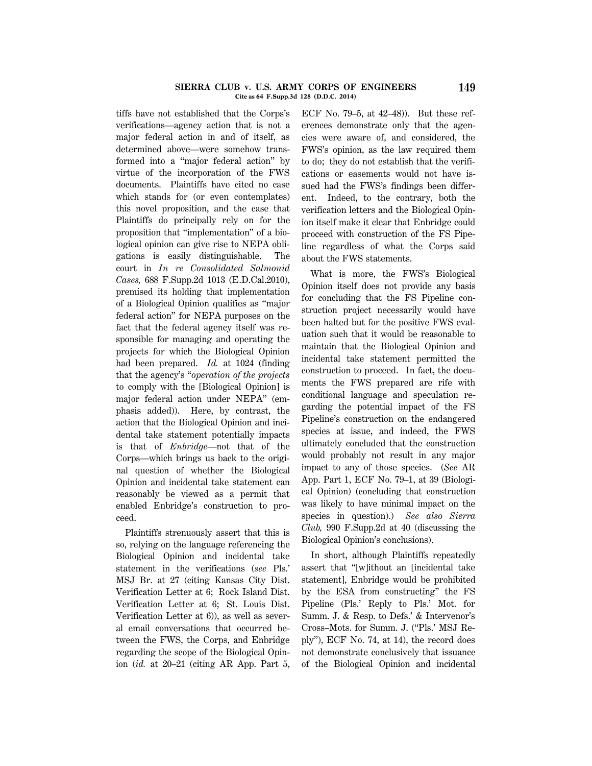tiffs have not established that the Corps's verifications—agency action that is not a major federal action in and of itself, as determined above—were somehow transformed into a "major federal action" by virtue of the incorporation of the FWS documents. Plaintiffs have cited no case which stands for (or even contemplates) this novel proposition, and the case that Plaintiffs do principally rely on for the proposition that "implementation" of a biological opinion can give rise to NEPA obligations is easily distinguishable. The court in *In re Consolidated Salmonid Cases,* 688 F.Supp.2d 1013 (E.D.Cal.2010), premised its holding that implementation of a Biological Opinion qualifies as "major federal action" for NEPA purposes on the fact that the federal agency itself was responsible for managing and operating the projects for which the Biological Opinion had been prepared. *Id.* at 1024 (finding that the agency's "*operation of the projects* to comply with the [Biological Opinion] is major federal action under NEPA" (emphasis added)). Here, by contrast, the action that the Biological Opinion and incidental take statement potentially impacts is that of *Enbridge*—not that of the Corps—which brings us back to the original question of whether the Biological Opinion and incidental take statement can reasonably be viewed as a permit that enabled Enbridge's construction to proceed.

Plaintiffs strenuously assert that this is so, relying on the language referencing the Biological Opinion and incidental take statement in the verifications (*see* Pls.' MSJ Br. at 27 (citing Kansas City Dist. Verification Letter at 6; Rock Island Dist. Verification Letter at 6; St. Louis Dist. Verification Letter at 6)), as well as several email conversations that occurred between the FWS, the Corps, and Enbridge regarding the scope of the Biological Opinion (*id.* at 20–21 (citing AR App. Part 5, ECF No. 79–5, at 42–48)). But these references demonstrate only that the agencies were aware of, and considered, the FWS's opinion, as the law required them to do; they do not establish that the verifications or easements would not have issued had the FWS's findings been different. Indeed, to the contrary, both the verification letters and the Biological Opinion itself make it clear that Enbridge could proceed with construction of the FS Pipeline regardless of what the Corps said about the FWS statements.

What is more, the FWS's Biological Opinion itself does not provide any basis for concluding that the FS Pipeline construction project necessarily would have been halted but for the positive FWS evaluation such that it would be reasonable to maintain that the Biological Opinion and incidental take statement permitted the construction to proceed. In fact, the documents the FWS prepared are rife with conditional language and speculation regarding the potential impact of the FS Pipeline's construction on the endangered species at issue, and indeed, the FWS ultimately concluded that the construction would probably not result in any major impact to any of those species. (*See* AR App. Part 1, ECF No. 79–1, at 39 (Biological Opinion) (concluding that construction was likely to have minimal impact on the species in question).) *See also Sierra Club,* 990 F.Supp.2d at 40 (discussing the Biological Opinion's conclusions).

In short, although Plaintiffs repeatedly assert that "[w]ithout an [incidental take statement], Enbridge would be prohibited by the ESA from constructing" the FS Pipeline (Pls.' Reply to Pls.' Mot. for Summ. J. & Resp. to Defs.' & Intervenor's Cross–Mots. for Summ. J. ("Pls.' MSJ Reply"), ECF No. 74, at 14), the record does not demonstrate conclusively that issuance of the Biological Opinion and incidental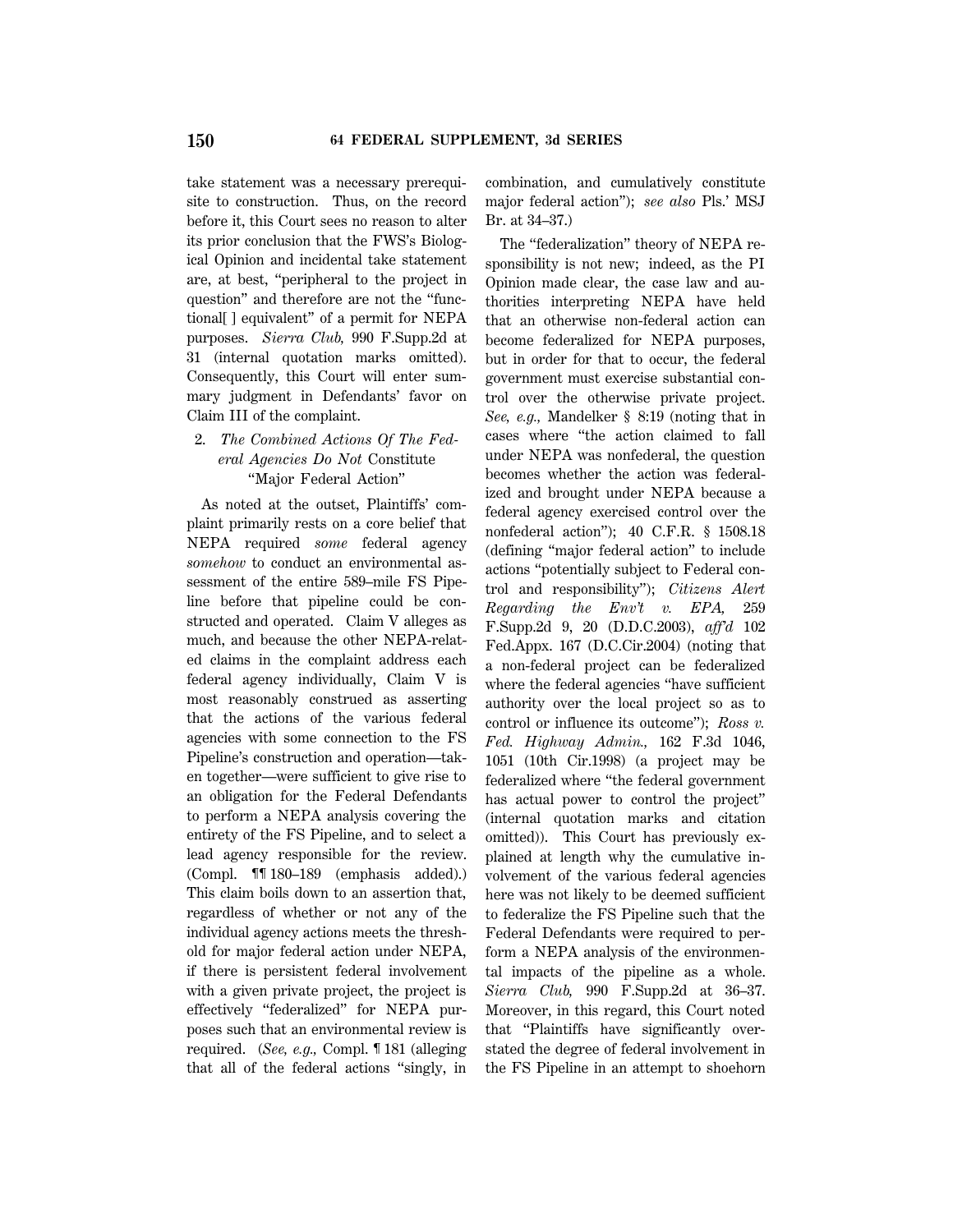take statement was a necessary prerequisite to construction. Thus, on the record before it, this Court sees no reason to alter its prior conclusion that the FWS's Biological Opinion and incidental take statement are, at best, "peripheral to the project in question" and therefore are not the "functional[ ] equivalent" of a permit for NEPA purposes. *Sierra Club,* 990 F.Supp.2d at 31 (internal quotation marks omitted). Consequently, this Court will enter summary judgment in Defendants' favor on Claim III of the complaint.

2. *The Combined Actions Of The Federal Agencies Do Not* Constitute "Major Federal Action"

As noted at the outset, Plaintiffs' complaint primarily rests on a core belief that NEPA required *some* federal agency *somehow* to conduct an environmental assessment of the entire 589–mile FS Pipeline before that pipeline could be constructed and operated. Claim V alleges as much, and because the other NEPA-related claims in the complaint address each federal agency individually, Claim V is most reasonably construed as asserting that the actions of the various federal agencies with some connection to the FS Pipeline's construction and operation—taken together—were sufficient to give rise to an obligation for the Federal Defendants to perform a NEPA analysis covering the entirety of the FS Pipeline, and to select a lead agency responsible for the review. (Compl. ¶¶ 180–189 (emphasis added).) This claim boils down to an assertion that, regardless of whether or not any of the individual agency actions meets the threshold for major federal action under NEPA, if there is persistent federal involvement with a given private project, the project is effectively "federalized" for NEPA purposes such that an environmental review is required. (*See, e.g.,* Compl. ¶ 181 (alleging that all of the federal actions "singly, in combination, and cumulatively constitute major federal action"); *see also* Pls.' MSJ Br. at 34–37.)

The "federalization" theory of NEPA responsibility is not new; indeed, as the PI Opinion made clear, the case law and authorities interpreting NEPA have held that an otherwise non-federal action can become federalized for NEPA purposes, but in order for that to occur, the federal government must exercise substantial control over the otherwise private project. *See, e.g.,* Mandelker § 8:19 (noting that in cases where "the action claimed to fall under NEPA was nonfederal, the question becomes whether the action was federalized and brought under NEPA because a federal agency exercised control over the nonfederal action"); 40 C.F.R. § 1508.18 (defining "major federal action" to include actions "potentially subject to Federal control and responsibility"); *Citizens Alert Regarding the Env't v. EPA,* 259 F.Supp.2d 9, 20 (D.D.C.2003), *aff'd* 102 Fed.Appx. 167 (D.C.Cir.2004) (noting that a non-federal project can be federalized where the federal agencies "have sufficient authority over the local project so as to control or influence its outcome"); *Ross v. Fed. Highway Admin.,* 162 F.3d 1046, 1051 (10th Cir.1998) (a project may be federalized where "the federal government has actual power to control the project" (internal quotation marks and citation omitted)). This Court has previously explained at length why the cumulative involvement of the various federal agencies here was not likely to be deemed sufficient to federalize the FS Pipeline such that the Federal Defendants were required to perform a NEPA analysis of the environmental impacts of the pipeline as a whole. *Sierra Club,* 990 F.Supp.2d at 36–37. Moreover, in this regard, this Court noted that "Plaintiffs have significantly overstated the degree of federal involvement in the FS Pipeline in an attempt to shoehorn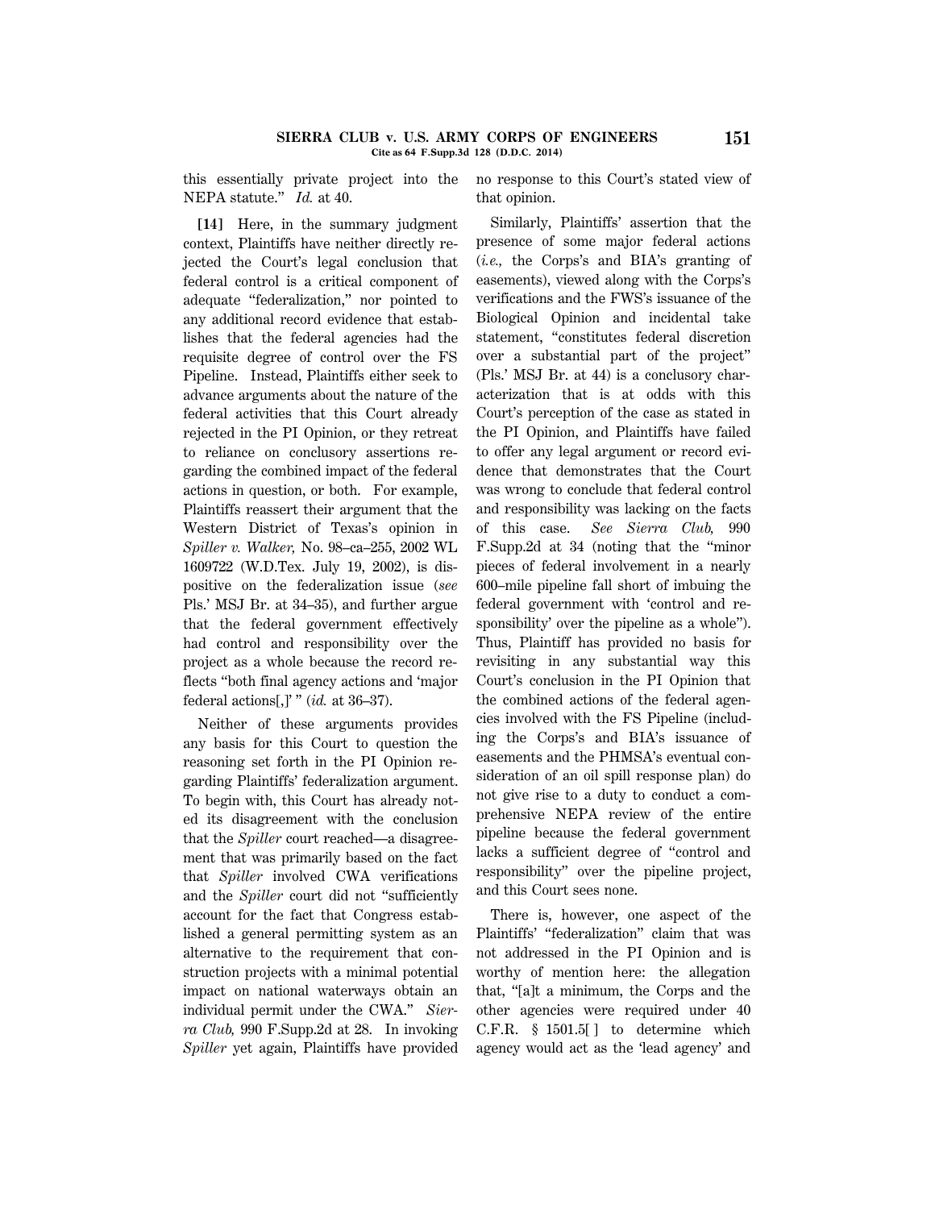this essentially private project into the NEPA statute." *Id.* at 40.

**[14]** Here, in the summary judgment context, Plaintiffs have neither directly rejected the Court's legal conclusion that federal control is a critical component of adequate "federalization," nor pointed to any additional record evidence that establishes that the federal agencies had the requisite degree of control over the FS Pipeline. Instead, Plaintiffs either seek to advance arguments about the nature of the federal activities that this Court already rejected in the PI Opinion, or they retreat to reliance on conclusory assertions regarding the combined impact of the federal actions in question, or both. For example, Plaintiffs reassert their argument that the Western District of Texas's opinion in *Spiller v. Walker,* No. 98–ca–255, 2002 WL 1609722 (W.D.Tex. July 19, 2002), is dispositive on the federalization issue (*see* Pls.' MSJ Br. at 34–35), and further argue that the federal government effectively had control and responsibility over the project as a whole because the record reflects "both final agency actions and 'major federal actions[,]' " (*id.* at 36–37).

Neither of these arguments provides any basis for this Court to question the reasoning set forth in the PI Opinion regarding Plaintiffs' federalization argument. To begin with, this Court has already noted its disagreement with the conclusion that the *Spiller* court reached—a disagreement that was primarily based on the fact that *Spiller* involved CWA verifications and the *Spiller* court did not "sufficiently account for the fact that Congress established a general permitting system as an alternative to the requirement that construction projects with a minimal potential impact on national waterways obtain an individual permit under the CWA." *Sierra Club,* 990 F.Supp.2d at 28. In invoking *Spiller* yet again, Plaintiffs have provided no response to this Court's stated view of that opinion.

Similarly, Plaintiffs' assertion that the presence of some major federal actions (*i.e.,* the Corps's and BIA's granting of easements), viewed along with the Corps's verifications and the FWS's issuance of the Biological Opinion and incidental take statement, "constitutes federal discretion over a substantial part of the project" (Pls.' MSJ Br. at 44) is a conclusory characterization that is at odds with this Court's perception of the case as stated in the PI Opinion, and Plaintiffs have failed to offer any legal argument or record evidence that demonstrates that the Court was wrong to conclude that federal control and responsibility was lacking on the facts of this case. *See Sierra Club,* 990 F.Supp.2d at 34 (noting that the "minor pieces of federal involvement in a nearly 600–mile pipeline fall short of imbuing the federal government with 'control and responsibility' over the pipeline as a whole"). Thus, Plaintiff has provided no basis for revisiting in any substantial way this Court's conclusion in the PI Opinion that the combined actions of the federal agencies involved with the FS Pipeline (including the Corps's and BIA's issuance of easements and the PHMSA's eventual consideration of an oil spill response plan) do not give rise to a duty to conduct a comprehensive NEPA review of the entire pipeline because the federal government lacks a sufficient degree of "control and responsibility" over the pipeline project, and this Court sees none.

There is, however, one aspect of the Plaintiffs' "federalization" claim that was not addressed in the PI Opinion and is worthy of mention here: the allegation that, "[a]t a minimum, the Corps and the other agencies were required under 40 C.F.R. § 1501.5[ ] to determine which agency would act as the 'lead agency' and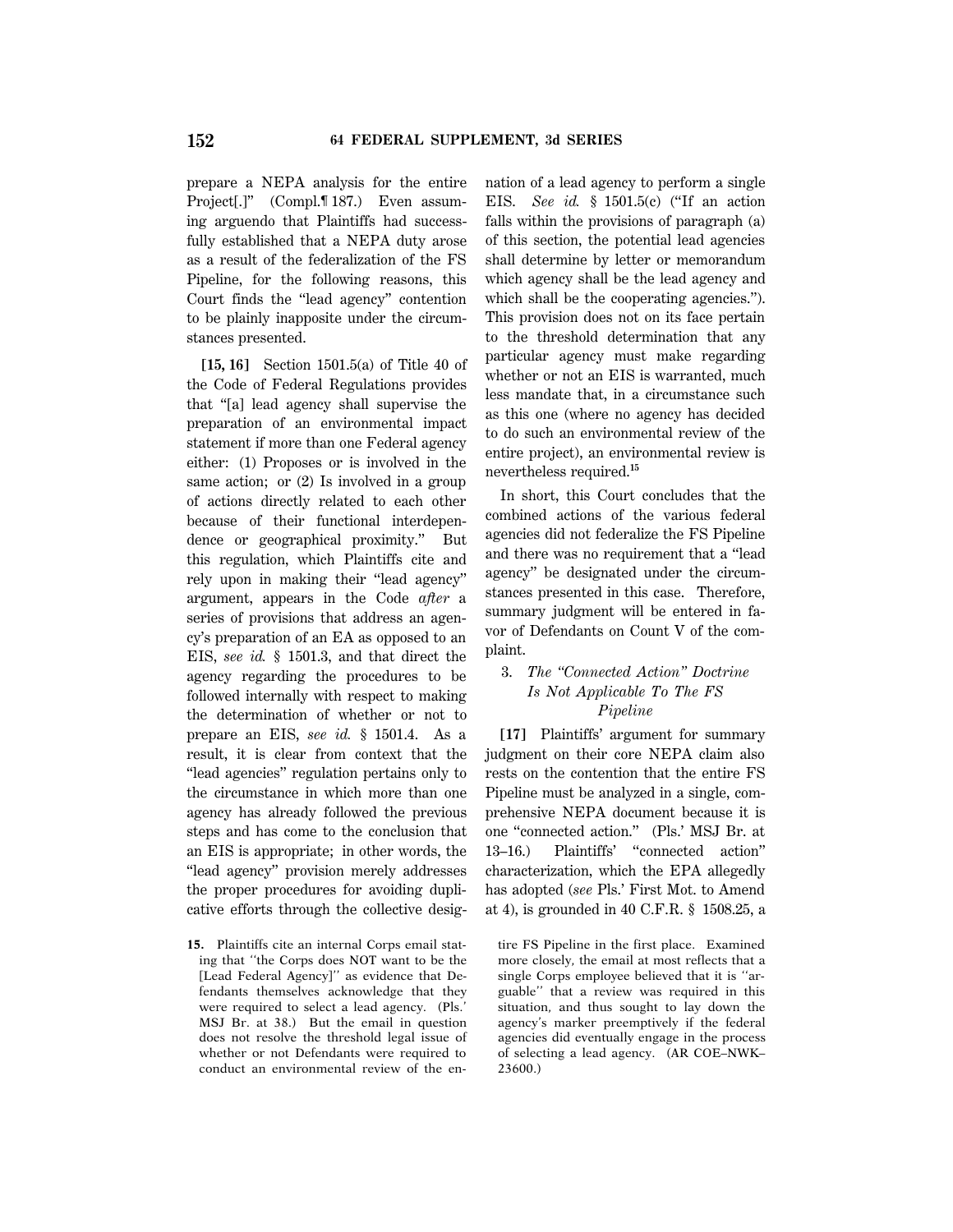prepare a NEPA analysis for the entire Project[.]" (Compl.¶ 187.) Even assuming arguendo that Plaintiffs had successfully established that a NEPA duty arose as a result of the federalization of the FS Pipeline, for the following reasons, this Court finds the "lead agency" contention to be plainly inapposite under the circumstances presented.

**[15, 16]** Section 1501.5(a) of Title 40 of the Code of Federal Regulations provides that "[a] lead agency shall supervise the preparation of an environmental impact statement if more than one Federal agency either: (1) Proposes or is involved in the same action; or (2) Is involved in a group of actions directly related to each other because of their functional interdependence or geographical proximity." But this regulation, which Plaintiffs cite and rely upon in making their "lead agency" argument, appears in the Code *after* a series of provisions that address an agency's preparation of an EA as opposed to an EIS, *see id.* § 1501.3, and that direct the agency regarding the procedures to be followed internally with respect to making the determination of whether or not to prepare an EIS, *see id.* § 1501.4. As a result, it is clear from context that the "lead agencies" regulation pertains only to the circumstance in which more than one agency has already followed the previous steps and has come to the conclusion that an EIS is appropriate; in other words, the "lead agency" provision merely addresses the proper procedures for avoiding duplicative efforts through the collective designation of a lead agency to perform a single EIS. *See id.* § 1501.5(c) ("If an action falls within the provisions of paragraph (a) of this section, the potential lead agencies shall determine by letter or memorandum which agency shall be the lead agency and which shall be the cooperating agencies."). This provision does not on its face pertain to the threshold determination that any particular agency must make regarding whether or not an EIS is warranted, much less mandate that, in a circumstance such as this one (where no agency has decided to do such an environmental review of the entire project), an environmental review is nevertheless required.[15]

In short, this Court concludes that the combined actions of the various federal agencies did not federalize the FS Pipeline and there was no requirement that a "lead agency" be designated under the circumstances presented in this case. Therefore, summary judgment will be entered in favor of Defendants on Count V of the complaint.

### 3. *The "Connected Action" Doctrine Is Not Applicable To The FS Pipeline*

**[17]** Plaintiffs' argument for summary judgment on their core NEPA claim also rests on the contention that the entire FS Pipeline must be analyzed in a single, comprehensive NEPA document because it is one "connected action." (Pls.' MSJ Br. at 13–16.) Plaintiffs' "connected action" characterization, which the EPA allegedly has adopted (*see* Pls.' First Mot. to Amend at 4), is grounded in 40 C.F.R. § 1508.25, a

15. Plaintiffs cite an internal Corps email stating that "the Corps does NOT want to be the [Lead Federal Agency]" as evidence that Defendants themselves acknowledge that they were required to select a lead agency. (Pls.' MSJ Br. at 38.) But the email in question does not resolve the threshold legal issue of whether or not Defendants were required to conduct an environmental review of the entire FS Pipeline in the first place. Examined more closely, the email at most reflects that a single Corps employee believed that it is "arguable" that a review was required in this situation, and thus sought to lay down the agency's marker preemptively if the federal agencies did eventually engage in the process of selecting a lead agency. (AR COE–NWK–23600.)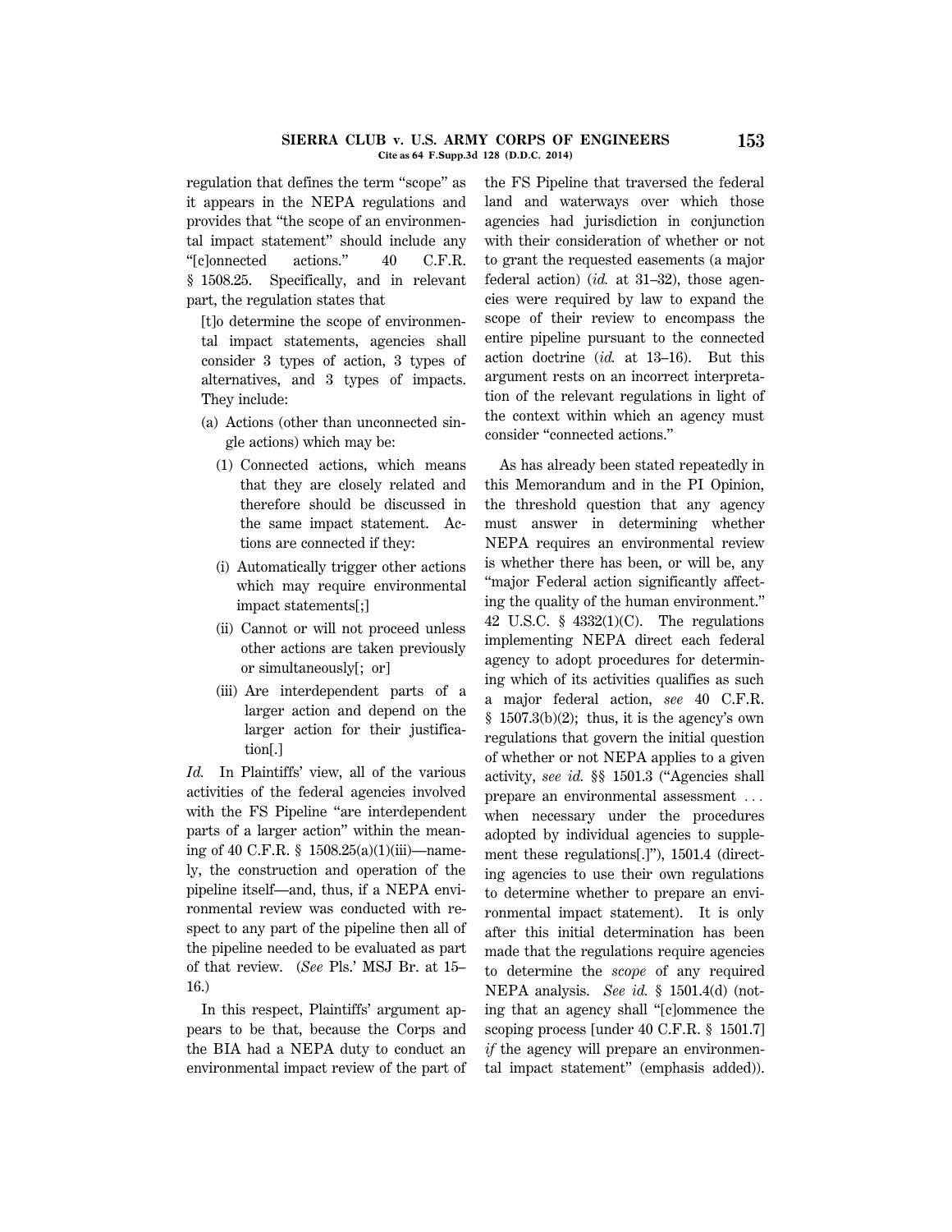regulation that defines the term "scope" as it appears in the NEPA regulations and provides that "the scope of an environmental impact statement" should include any "[c]onnected actions." 40 C.F.R. § 1508.25. Specifically, and in relevant part, the regulation states that

> [t]o determine the scope of environmental impact statements, agencies shall consider 3 types of action, 3 types of alternatives, and 3 types of impacts. They include:
>
> (a) Actions (other than unconnected single actions) which may be:
>
> (1) Connected actions, which means that they are closely related and therefore should be discussed in the same impact statement. Actions are connected if they:
>
> (i) Automatically trigger other actions which may require environmental impact statements[;]
>
> (ii) Cannot or will not proceed unless other actions are taken previously or simultaneously[; or]
>
> (iii) Are interdependent parts of a larger action and depend on the larger action for their justification[.]

*Id.* In Plaintiffs' view, all of the various activities of the federal agencies involved with the FS Pipeline "are interdependent parts of a larger action" within the meaning of 40 C.F.R. § 1508.25(a)(1)(iii)—namely, the construction and operation of the pipeline itself—and, thus, if a NEPA environmental review was conducted with respect to any part of the pipeline then all of the pipeline needed to be evaluated as part of that review. (*See* Pls.' MSJ Br. at 15–16.)

In this respect, Plaintiffs' argument appears to be that, because the Corps and the BIA had a NEPA duty to conduct an environmental impact review of the part of the FS Pipeline that traversed the federal land and waterways over which those agencies had jurisdiction in conjunction with their consideration of whether or not to grant the requested easements (a major federal action) (*id.* at 31–32), those agencies were required by law to expand the scope of their review to encompass the entire pipeline pursuant to the connected action doctrine (*id.* at 13–16). But this argument rests on an incorrect interpretation of the relevant regulations in light of the context within which an agency must consider "connected actions."

As has already been stated repeatedly in this Memorandum and in the PI Opinion, the threshold question that any agency must answer in determining whether NEPA requires an environmental review is whether there has been, or will be, any "major Federal action significantly affecting the quality of the human environment." 42 U.S.C. § 4332(1)(C). The regulations implementing NEPA direct each federal agency to adopt procedures for determining which of its activities qualifies as such a major federal action, *see* 40 C.F.R. § 1507.3(b)(2); thus, it is the agency's own regulations that govern the initial question of whether or not NEPA applies to a given activity, *see id.* §§ 1501.3 ("Agencies shall prepare an environmental assessment ... when necessary under the procedures adopted by individual agencies to supplement these regulations[.]"), 1501.4 (directing agencies to use their own regulations to determine whether to prepare an environmental impact statement). It is only after this initial determination has been made that the regulations require agencies to determine the *scope* of any required NEPA analysis. *See id.* § 1501.4(d) (noting that an agency shall "[c]ommence the scoping process [under 40 C.F.R. § 1501.7] *if* the agency will prepare an environmental impact statement" (emphasis added)).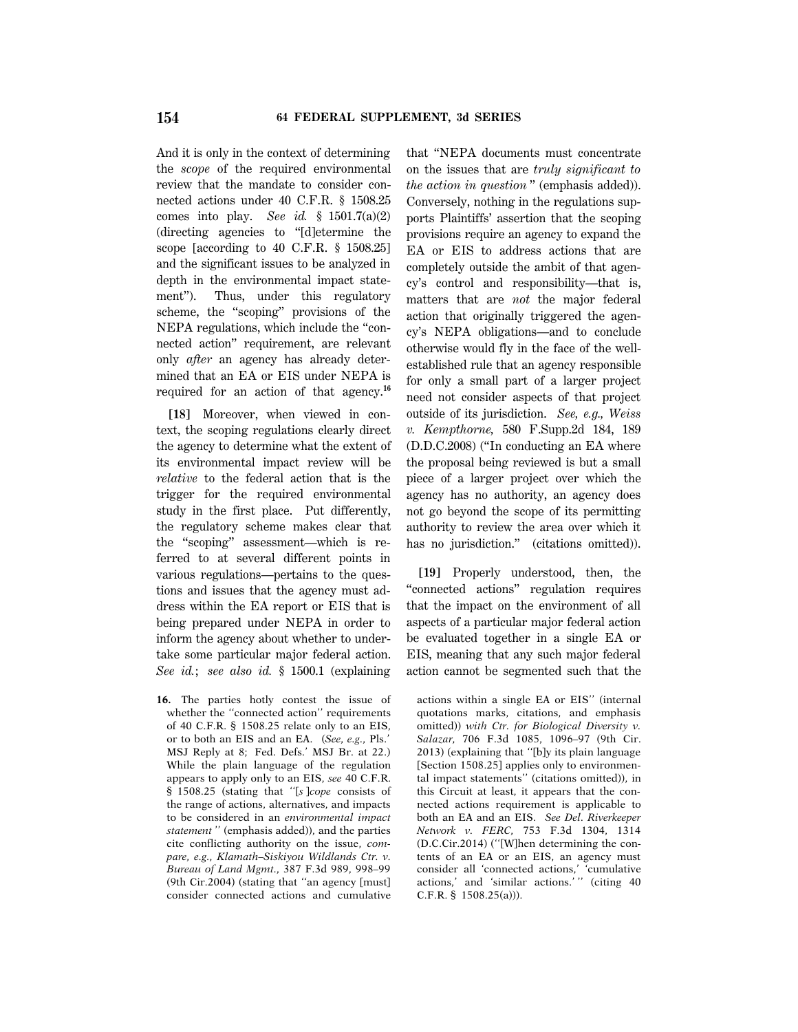And it is only in the context of determining the *scope* of the required environmental review that the mandate to consider connected actions under 40 C.F.R. § 1508.25 comes into play. *See id.* § 1501.7(a)(2) (directing agencies to "[d]etermine the scope [according to 40 C.F.R. § 1508.25] and the significant issues to be analyzed in depth in the environmental impact statement"). Thus, under this regulatory scheme, the "scoping" provisions of the NEPA regulations, which include the "connected action" requirement, are relevant only *after* an agency has already determined that an EA or EIS under NEPA is required for an action of that agency.[16]

**[18]** Moreover, when viewed in context, the scoping regulations clearly direct the agency to determine what the extent of its environmental impact review will be *relative* to the federal action that is the trigger for the required environmental study in the first place. Put differently, the regulatory scheme makes clear that the "scoping" assessment—which is referred to at several different points in various regulations—pertains to the questions and issues that the agency must address within the EA report or EIS that is being prepared under NEPA in order to inform the agency about whether to undertake some particular major federal action. *See id.*; *see also id.* § 1500.1 (explaining that "NEPA documents must concentrate on the issues that are *truly significant to the action in question*" (emphasis added)). Conversely, nothing in the regulations supports Plaintiffs' assertion that the scoping provisions require an agency to expand the EA or EIS to address actions that are completely outside the ambit of that agency's control and responsibility—that is, matters that are *not* the major federal action that originally triggered the agency's NEPA obligations—and to conclude otherwise would fly in the face of the well-established rule that an agency responsible for only a small part of a larger project need not consider aspects of that project outside of its jurisdiction. *See, e.g., Weiss v. Kempthorne*, 580 F.Supp.2d 184, 189 (D.D.C.2008) ("In conducting an EA where the proposal being reviewed is but a small piece of a larger project over which the agency has no authority, an agency does not go beyond the scope of its permitting authority to review the area over which it has no jurisdiction." (citations omitted)).

**[19]** Properly understood, then, the "connected actions" regulation requires that the impact on the environment of all aspects of a particular major federal action be evaluated together in a single EA or EIS, meaning that any such major federal action cannot be segmented such that the

16. The parties hotly contest the issue of whether the "connected action" requirements of 40 C.F.R. § 1508.25 relate only to an EIS, or to both an EIS and an EA. (*See, e.g.*, Pls.' MSJ Reply at 8; Fed. Defs.' MSJ Br. at 22.) While the plain language of the regulation appears to apply only to an EIS, *see* 40 C.F.R. § 1508.25 (stating that "[*s*]*cope* consists of the range of actions, alternatives, and impacts to be considered in an *environmental impact statement*" (emphasis added)), and the parties cite conflicting authority on the issue, *compare, e.g., Klamath–Siskiyou Wildlands Ctr. v. Bureau of Land Mgmt.*, 387 F.3d 989, 998–99 (9th Cir.2004) (stating that "an agency [must] consider connected actions and cumulative actions within a single EA or EIS" (internal quotations marks, citations, and emphasis omitted)) *with Ctr. for Biological Diversity v. Salazar*, 706 F.3d 1085, 1096–97 (9th Cir. 2013) (explaining that "[b]y its plain language [Section 1508.25] applies only to environmental impact statements" (citations omitted)), in this Circuit at least, it appears that the connected actions requirement is applicable to both an EA and an EIS. *See Del. Riverkeeper Network v. FERC*, 753 F.3d 1304, 1314 (D.C.Cir.2014) ("[W]hen determining the contents of an EA or an EIS, an agency must consider all 'connected actions,' 'cumulative actions,' and 'similar actions.'" (citing 40 C.F.R. § 1508.25(a))).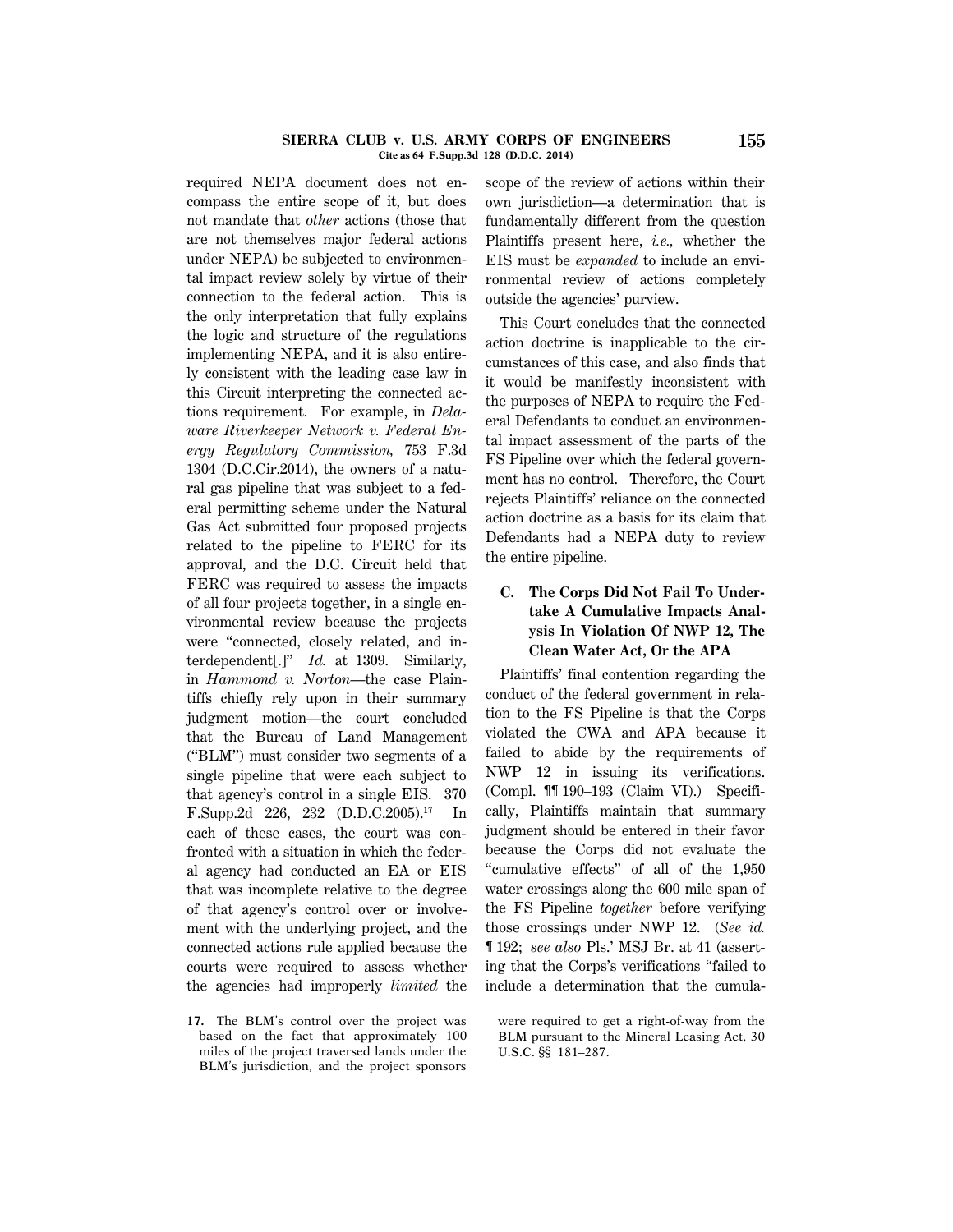required NEPA document does not encompass the entire scope of it, but does not mandate that *other* actions (those that are not themselves major federal actions under NEPA) be subjected to environmental impact review solely by virtue of their connection to the federal action. This is the only interpretation that fully explains the logic and structure of the regulations implementing NEPA, and it is also entirely consistent with the leading case law in this Circuit interpreting the connected actions requirement. For example, in *Delaware Riverkeeper Network v. Federal Energy Regulatory Commission,* 753 F.3d 1304 (D.C.Cir.2014), the owners of a natural gas pipeline that was subject to a federal permitting scheme under the Natural Gas Act submitted four proposed projects related to the pipeline to FERC for its approval, and the D.C. Circuit held that FERC was required to assess the impacts of all four projects together, in a single environmental review because the projects were "connected, closely related, and interdependent[.]" *Id.* at 1309. Similarly, in *Hammond v. Norton*—the case Plaintiffs chiefly rely upon in their summary judgment motion—the court concluded that the Bureau of Land Management ("BLM") must consider two segments of a single pipeline that were each subject to that agency's control in a single EIS. 370 F.Supp.2d 226, 232 (D.D.C.2005).[17] In each of these cases, the court was confronted with a situation in which the federal agency had conducted an EA or EIS that was incomplete relative to the degree of that agency's control over or involvement with the underlying project, and the connected actions rule applied because the courts were required to assess whether the agencies had improperly *limited* the scope of the review of actions within their own jurisdiction—a determination that is fundamentally different from the question Plaintiffs present here, *i.e.,* whether the EIS must be *expanded* to include an environmental review of actions completely outside the agencies' purview.

This Court concludes that the connected action doctrine is inapplicable to the circumstances of this case, and also finds that it would be manifestly inconsistent with the purposes of NEPA to require the Federal Defendants to conduct an environmental impact assessment of the parts of the FS Pipeline over which the federal government has no control. Therefore, the Court rejects Plaintiffs' reliance on the connected action doctrine as a basis for its claim that Defendants had a NEPA duty to review the entire pipeline.

### C. The Corps Did Not Fail To Undertake A Cumulative Impacts Analysis In Violation Of NWP 12, The Clean Water Act, Or the APA

Plaintiffs' final contention regarding the conduct of the federal government in relation to the FS Pipeline is that the Corps violated the CWA and APA because it failed to abide by the requirements of NWP 12 in issuing its verifications. (Compl. ¶¶ 190–193 (Claim VI).) Specifically, Plaintiffs maintain that summary judgment should be entered in their favor because the Corps did not evaluate the "cumulative effects" of all of the 1,950 water crossings along the 600 mile span of the FS Pipeline *together* before verifying those crossings under NWP 12. (*See id.* ¶ 192; *see also* Pls.' MSJ Br. at 41 (asserting that the Corps's verifications "failed to include a determination that the cumula-

---

17. The BLM's control over the project was based on the fact that approximately 100 miles of the project traversed lands under the BLM's jurisdiction, and the project sponsors were required to get a right-of-way from the BLM pursuant to the Mineral Leasing Act, 30 U.S.C. §§ 181–287.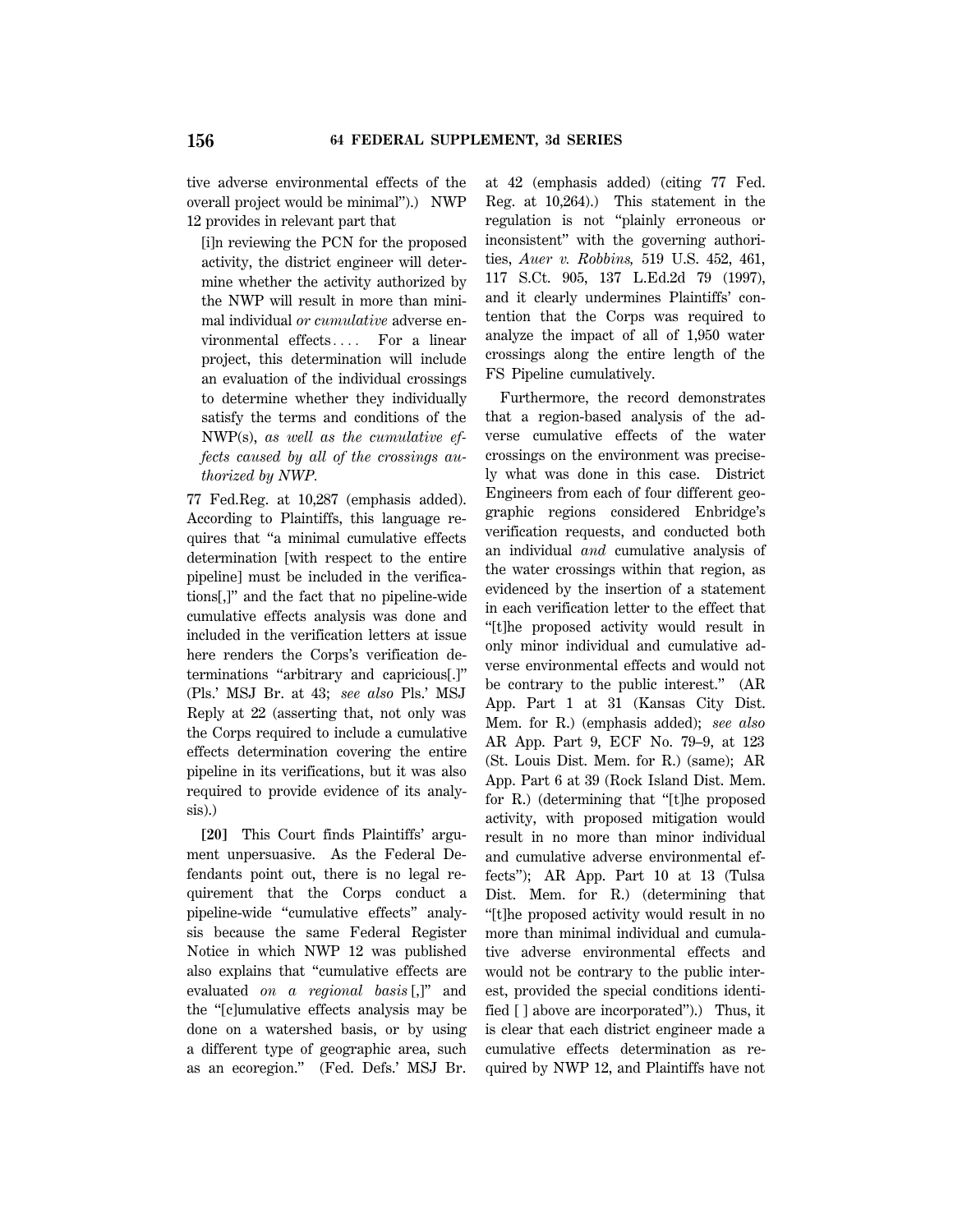tive adverse environmental effects of the overall project would be minimal").) NWP 12 provides in relevant part that

> [i]n reviewing the PCN for the proposed activity, the district engineer will determine whether the activity authorized by the NWP will result in more than minimal individual *or cumulative* adverse environmental effects.... For a linear project, this determination will include an evaluation of the individual crossings to determine whether they individually satisfy the terms and conditions of the NWP(s), *as well as the cumulative effects caused by all of the crossings authorized by NWP.*

77 Fed.Reg. at 10,287 (emphasis added). According to Plaintiffs, this language requires that "a minimal cumulative effects determination [with respect to the entire pipeline] must be included in the verifications[,]" and the fact that no pipeline-wide cumulative effects analysis was done and included in the verification letters at issue here renders the Corps's verification determinations "arbitrary and capricious[.]" (Pls.' MSJ Br. at 43; *see also* Pls.' MSJ Reply at 22 (asserting that, not only was the Corps required to include a cumulative effects determination covering the entire pipeline in its verifications, but it was also required to provide evidence of its analysis).)

**[20]** This Court finds Plaintiffs' argument unpersuasive. As the Federal Defendants point out, there is no legal requirement that the Corps conduct a pipeline-wide "cumulative effects" analysis because the same Federal Register Notice in which NWP 12 was published also explains that "cumulative effects are evaluated *on a regional basis* [,]" and the "[c]umulative effects analysis may be done on a watershed basis, or by using a different type of geographic area, such as an ecoregion." (Fed. Defs.' MSJ Br. at 42 (emphasis added) (citing 77 Fed. Reg. at 10,264).) This statement in the regulation is not "plainly erroneous or inconsistent" with the governing authorities, *Auer v. Robbins,* 519 U.S. 452, 461, 117 S.Ct. 905, 137 L.Ed.2d 79 (1997), and it clearly undermines Plaintiffs' contention that the Corps was required to analyze the impact of all of 1,950 water crossings along the entire length of the FS Pipeline cumulatively.

Furthermore, the record demonstrates that a region-based analysis of the adverse cumulative effects of the water crossings on the environment was precisely what was done in this case. District Engineers from each of four different geographic regions considered Enbridge's verification requests, and conducted both an individual *and* cumulative analysis of the water crossings within that region, as evidenced by the insertion of a statement in each verification letter to the effect that "[t]he proposed activity would result in only minor individual and cumulative adverse environmental effects and would not be contrary to the public interest." (AR App. Part 1 at 31 (Kansas City Dist. Mem. for R.) (emphasis added); *see also* AR App. Part 9, ECF No. 79–9, at 123 (St. Louis Dist. Mem. for R.) (same); AR App. Part 6 at 39 (Rock Island Dist. Mem. for R.) (determining that "[t]he proposed activity, with proposed mitigation would result in no more than minor individual and cumulative adverse environmental effects"); AR App. Part 10 at 13 (Tulsa Dist. Mem. for R.) (determining that "[t]he proposed activity would result in no more than minimal individual and cumulative adverse environmental effects and would not be contrary to the public interest, provided the special conditions identified [ ] above are incorporated").) Thus, it is clear that each district engineer made a cumulative effects determination as required by NWP 12, and Plaintiffs have not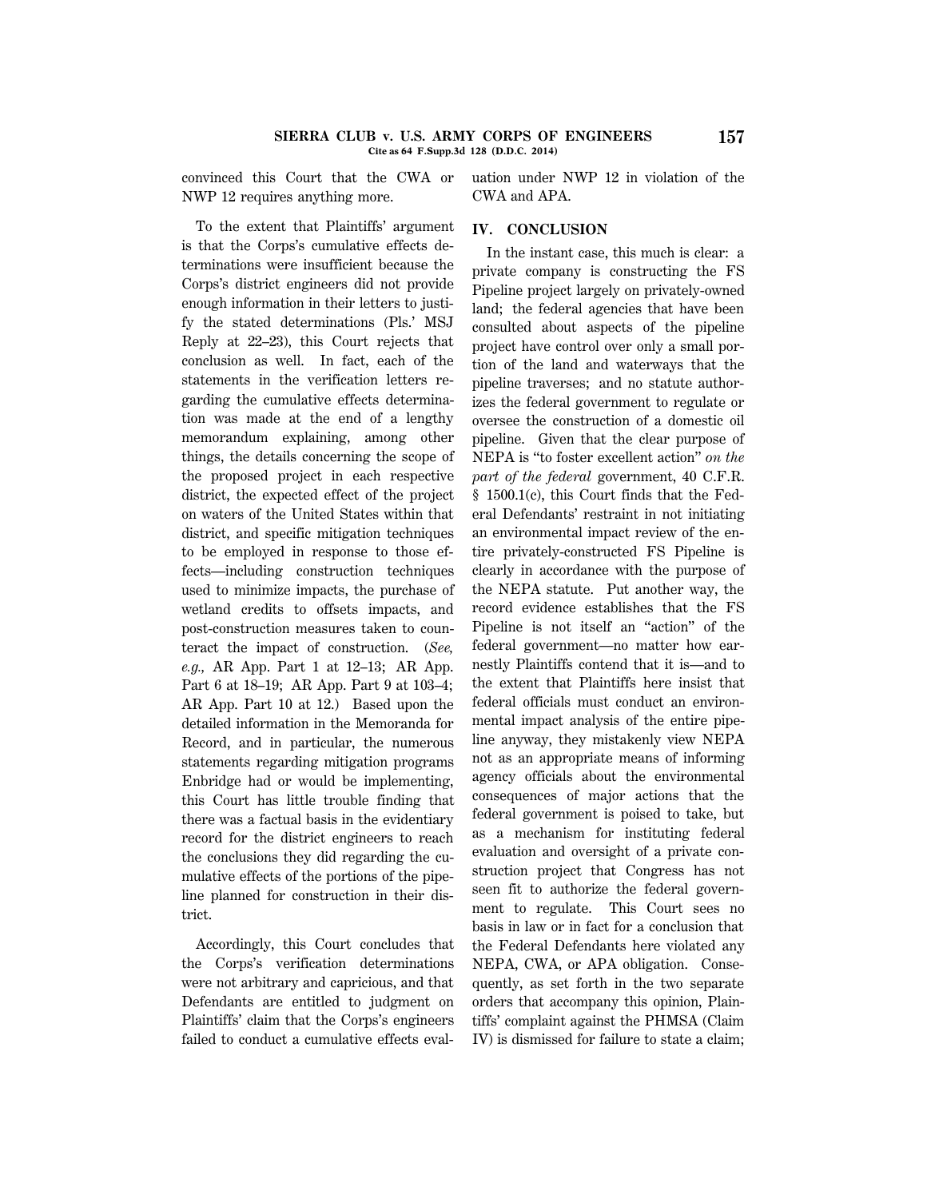convinced this Court that the CWA or NWP 12 requires anything more.

To the extent that Plaintiffs' argument is that the Corps's cumulative effects determinations were insufficient because the Corps's district engineers did not provide enough information in their letters to justify the stated determinations (Pls.' MSJ Reply at 22–23), this Court rejects that conclusion as well. In fact, each of the statements in the verification letters regarding the cumulative effects determination was made at the end of a lengthy memorandum explaining, among other things, the details concerning the scope of the proposed project in each respective district, the expected effect of the project on waters of the United States within that district, and specific mitigation techniques to be employed in response to those effects—including construction techniques used to minimize impacts, the purchase of wetland credits to offsets impacts, and post-construction measures taken to counteract the impact of construction. (*See, e.g.,* AR App. Part 1 at 12–13; AR App. Part 6 at 18–19; AR App. Part 9 at 103–4; AR App. Part 10 at 12.) Based upon the detailed information in the Memoranda for Record, and in particular, the numerous statements regarding mitigation programs Enbridge had or would be implementing, this Court has little trouble finding that there was a factual basis in the evidentiary record for the district engineers to reach the conclusions they did regarding the cumulative effects of the portions of the pipeline planned for construction in their district.

Accordingly, this Court concludes that the Corps's verification determinations were not arbitrary and capricious, and that Defendants are entitled to judgment on Plaintiffs' claim that the Corps's engineers failed to conduct a cumulative effects evaluation under NWP 12 in violation of the CWA and APA.

## IV. CONCLUSION

In the instant case, this much is clear: a private company is constructing the FS Pipeline project largely on privately-owned land; the federal agencies that have been consulted about aspects of the pipeline project have control over only a small portion of the land and waterways that the pipeline traverses; and no statute authorizes the federal government to regulate or oversee the construction of a domestic oil pipeline. Given that the clear purpose of NEPA is "to foster excellent action" *on the part of the federal* government, 40 C.F.R. § 1500.1(c), this Court finds that the Federal Defendants' restraint in not initiating an environmental impact review of the entire privately-constructed FS Pipeline is clearly in accordance with the purpose of the NEPA statute. Put another way, the record evidence establishes that the FS Pipeline is not itself an "action" of the federal government—no matter how earnestly Plaintiffs contend that it is—and to the extent that Plaintiffs here insist that federal officials must conduct an environmental impact analysis of the entire pipeline anyway, they mistakenly view NEPA not as an appropriate means of informing agency officials about the environmental consequences of major actions that the federal government is poised to take, but as a mechanism for instituting federal evaluation and oversight of a private construction project that Congress has not seen fit to authorize the federal government to regulate. This Court sees no basis in law or in fact for a conclusion that the Federal Defendants here violated any NEPA, CWA, or APA obligation. Consequently, as set forth in the two separate orders that accompany this opinion, Plaintiffs' complaint against the PHMSA (Claim IV) is dismissed for failure to state a claim;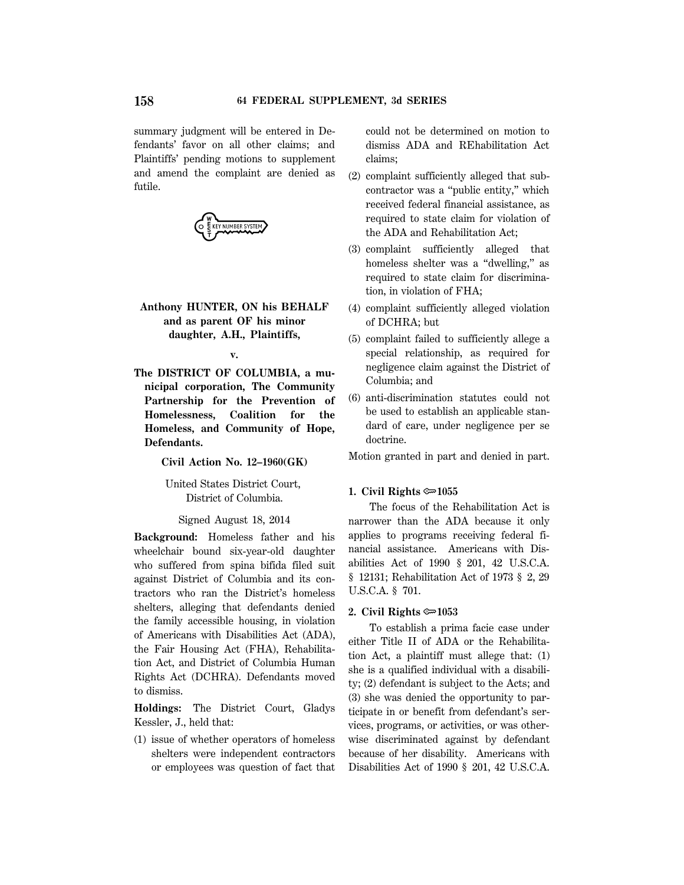summary judgment will be entered in Defendants' favor on all other claims; and Plaintiffs' pending motions to supplement and amend the complaint are denied as futile.

**Anthony HUNTER, ON his BEHALF and as parent OF his minor daughter, A.H., Plaintiffs,**

**v.**

**The DISTRICT OF COLUMBIA, a municipal corporation, The Community Partnership for the Prevention of Homelessness, Coalition for the Homeless, and Community of Hope, Defendants.**

**Civil Action No. 12–1960(GK)**

United States District Court, District of Columbia.

Signed August 18, 2014

**Background:** Homeless father and his wheelchair bound six-year-old daughter who suffered from spina bifida filed suit against District of Columbia and its contractors who ran the District's homeless shelters, alleging that defendants denied the family accessible housing, in violation of Americans with Disabilities Act (ADA), the Fair Housing Act (FHA), Rehabilitation Act, and District of Columbia Human Rights Act (DCHRA). Defendants moved to dismiss.

**Holdings:** The District Court, Gladys Kessler, J., held that:

(1) issue of whether operators of homeless shelters were independent contractors or employees was question of fact that could not be determined on motion to dismiss ADA and REhabilitation Act claims;

(2) complaint sufficiently alleged that subcontractor was a "public entity," which received federal financial assistance, as required to state claim for violation of the ADA and Rehabilitation Act;

(3) complaint sufficiently alleged that homeless shelter was a "dwelling," as required to state claim for discrimination, in violation of FHA;

(4) complaint sufficiently alleged violation of DCHRA; but

(5) complaint failed to sufficiently allege a special relationship, as required for negligence claim against the District of Columbia; and

(6) anti-discrimination statutes could not be used to establish an applicable standard of care, under negligence per se doctrine.

Motion granted in part and denied in part.

**1. Civil Rights ⟹1055**

The focus of the Rehabilitation Act is narrower than the ADA because it only applies to programs receiving federal financial assistance. Americans with Disabilities Act of 1990 § 201, 42 U.S.C.A. § 12131; Rehabilitation Act of 1973 § 2, 29 U.S.C.A. § 701.

**2. Civil Rights ⟹1053**

To establish a prima facie case under either Title II of ADA or the Rehabilitation Act, a plaintiff must allege that: (1) she is a qualified individual with a disability; (2) defendant is subject to the Acts; and (3) she was denied the opportunity to participate in or benefit from defendant's services, programs, or activities, or was otherwise discriminated against by defendant because of her disability. Americans with Disabilities Act of 1990 § 201, 42 U.S.C.A.